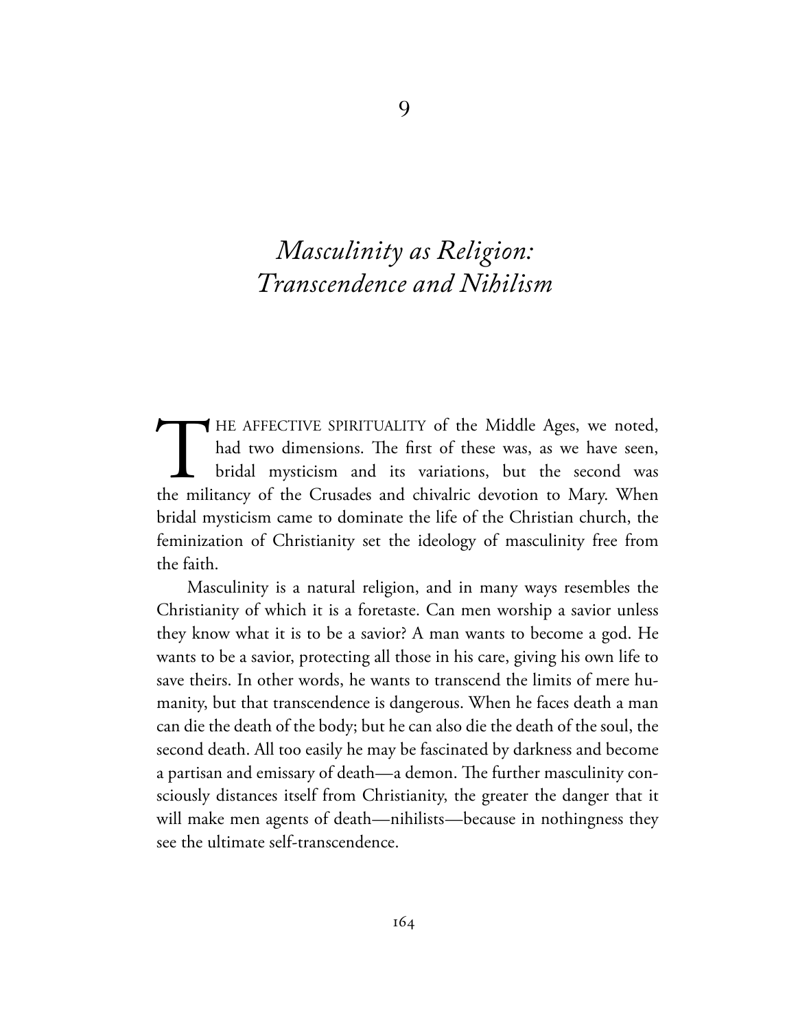9

# *Masculinity as Religion: Transcendence and Nihilism*

THE AFFECTIVE SPIRITUALITY of the Middle Ages, we noted, had two dimensions. The first of these was, as we have seen, bridal mysticism and its variations, but the second was the militancy of the Crusades and chivalric devotion to Mary. When bridal mysticism came to dominate the life of the Christian church, the feminization of Christianity set the ideology of masculinity free from the faith.

Masculinity is a natural religion, and in many ways resembles the Christianity of which it is a foretaste. Can men worship a savior unless they know what it is to be a savior? A man wants to become a god. He wants to be a savior, protecting all those in his care, giving his own life to save theirs. In other words, he wants to transcend the limits of mere humanity, but that transcendence is dangerous. When he faces death a man can die the death of the body; but he can also die the death of the soul, the second death. All too easily he may be fascinated by darkness and become a partisan and emissary of death—a demon. The further masculinity consciously distances itself from Christianity, the greater the danger that it will make men agents of death—nihilists—because in nothingness they see the ultimate self-transcendence.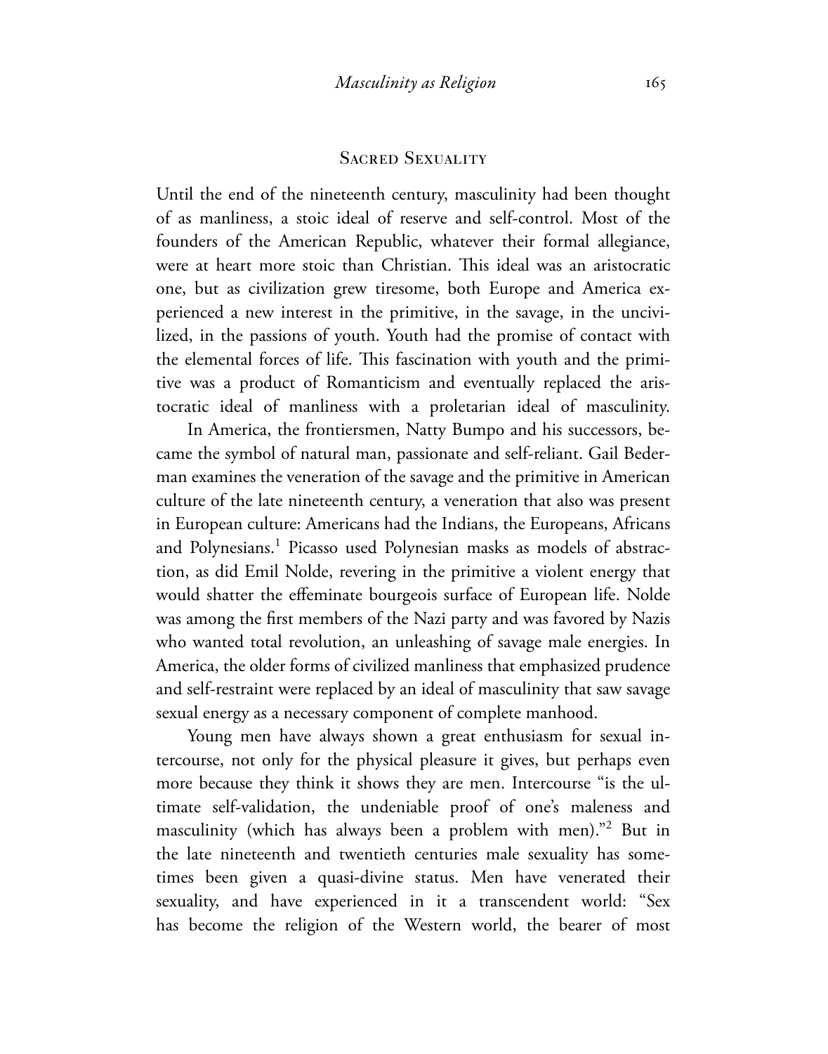## Sacred Sexuality

Until the end of the nineteenth century, masculinity had been thought of as manliness, a stoic ideal of reserve and self-control. Most of the founders of the American Republic, whatever their formal allegiance, were at heart more stoic than Christian. This ideal was an aristocratic one, but as civilization grew tiresome, both Europe and America experienced a new interest in the primitive, in the savage, in the uncivilized, in the passions of youth. Youth had the promise of contact with the elemental forces of life. This fascination with youth and the primitive was a product of Romanticism and eventually replaced the aristocratic ideal of manliness with a proletarian ideal of masculinity.

In America, the frontiersmen, Natty Bumpo and his successors, became the symbol of natural man, passionate and self-reliant. Gail Bederman examines the veneration of the savage and the primitive in American culture of the late nineteenth century, a veneration that also was present in European culture: Americans had the Indians, the Europeans, Africans and Polynesians.[1] Picasso used Polynesian masks as models of abstraction, as did Emil Nolde, revering in the primitive a violent energy that would shatter the effeminate bourgeois surface of European life. Nolde was among the first members of the Nazi party and was favored by Nazis who wanted total revolution, an unleashing of savage male energies. In America, the older forms of civilized manliness that emphasized prudence and self-restraint were replaced by an ideal of masculinity that saw savage sexual energy as a necessary component of complete manhood.

Young men have always shown a great enthusiasm for sexual intercourse, not only for the physical pleasure it gives, but perhaps even more because they think it shows they are men. Intercourse "is the ultimate self-validation, the undeniable proof of one's maleness and masculinity (which has always been a problem with men)."[2] But in the late nineteenth and twentieth centuries male sexuality has sometimes been given a quasi-divine status. Men have venerated their sexuality, and have experienced in it a transcendent world: "Sex has become the religion of the Western world, the bearer of most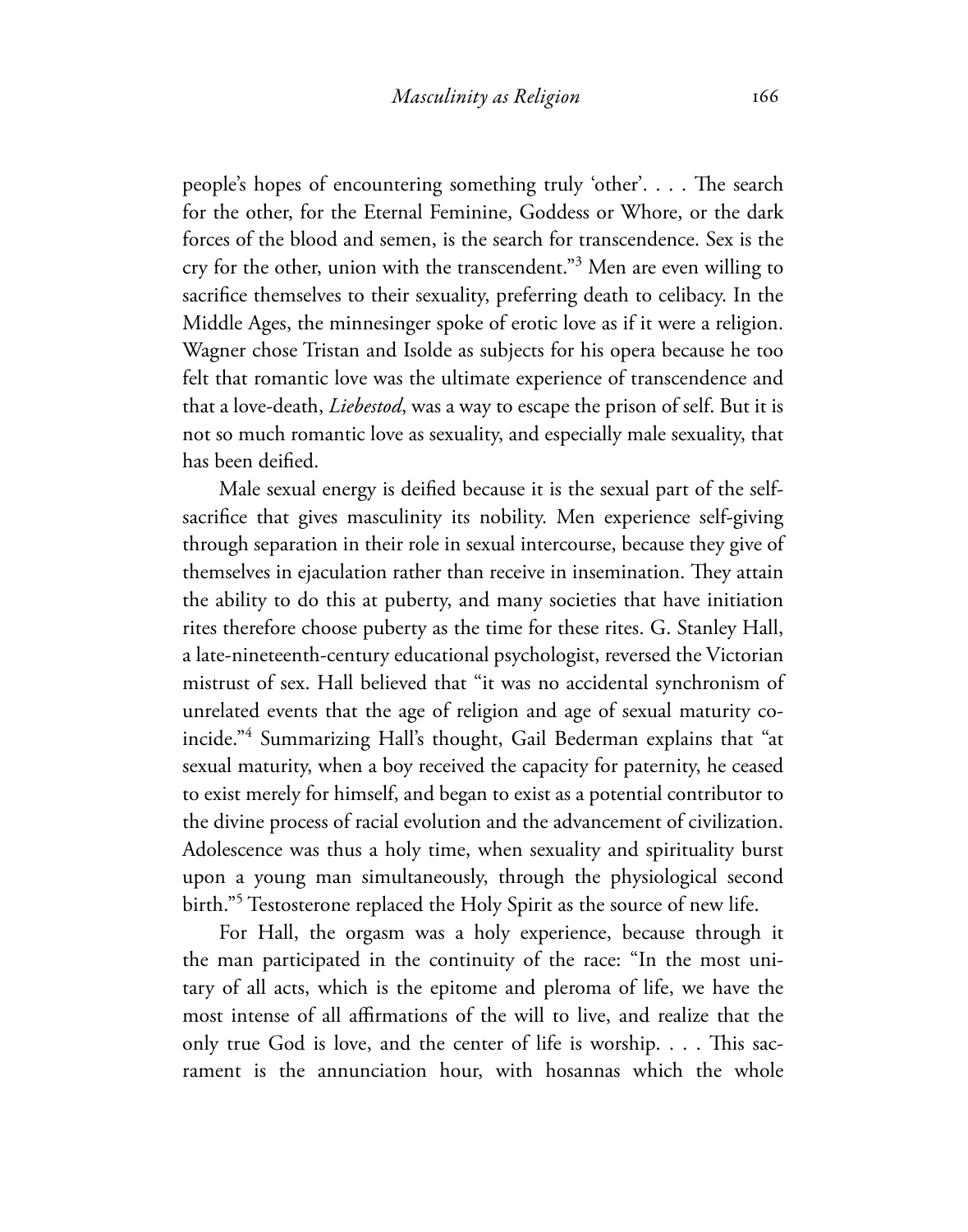people's hopes of encountering something truly 'other'. . . . The search for the other, for the Eternal Feminine, Goddess or Whore, or the dark forces of the blood and semen, is the search for transcendence. Sex is the cry for the other, union with the transcendent."[3] Men are even willing to sacrifice themselves to their sexuality, preferring death to celibacy. In the Middle Ages, the minnesinger spoke of erotic love as if it were a religion. Wagner chose Tristan and Isolde as subjects for his opera because he too felt that romantic love was the ultimate experience of transcendence and that a love-death, *Liebestod*, was a way to escape the prison of self. But it is not so much romantic love as sexuality, and especially male sexuality, that has been deified.

Male sexual energy is deified because it is the sexual part of the self-sacrifice that gives masculinity its nobility. Men experience self-giving through separation in their role in sexual intercourse, because they give of themselves in ejaculation rather than receive in insemination. They attain the ability to do this at puberty, and many societies that have initiation rites therefore choose puberty as the time for these rites. G. Stanley Hall, a late-nineteenth-century educational psychologist, reversed the Victorian mistrust of sex. Hall believed that "it was no accidental synchronism of unrelated events that the age of religion and age of sexual maturity coincide."[4] Summarizing Hall's thought, Gail Bederman explains that "at sexual maturity, when a boy received the capacity for paternity, he ceased to exist merely for himself, and began to exist as a potential contributor to the divine process of racial evolution and the advancement of civilization. Adolescence was thus a holy time, when sexuality and spirituality burst upon a young man simultaneously, through the physiological second birth."[5] Testosterone replaced the Holy Spirit as the source of new life.

For Hall, the orgasm was a holy experience, because through it the man participated in the continuity of the race: "In the most unitary of all acts, which is the epitome and pleroma of life, we have the most intense of all affirmations of the will to live, and realize that the only true God is love, and the center of life is worship. . . . This sacrament is the annunciation hour, with hosannas which the whole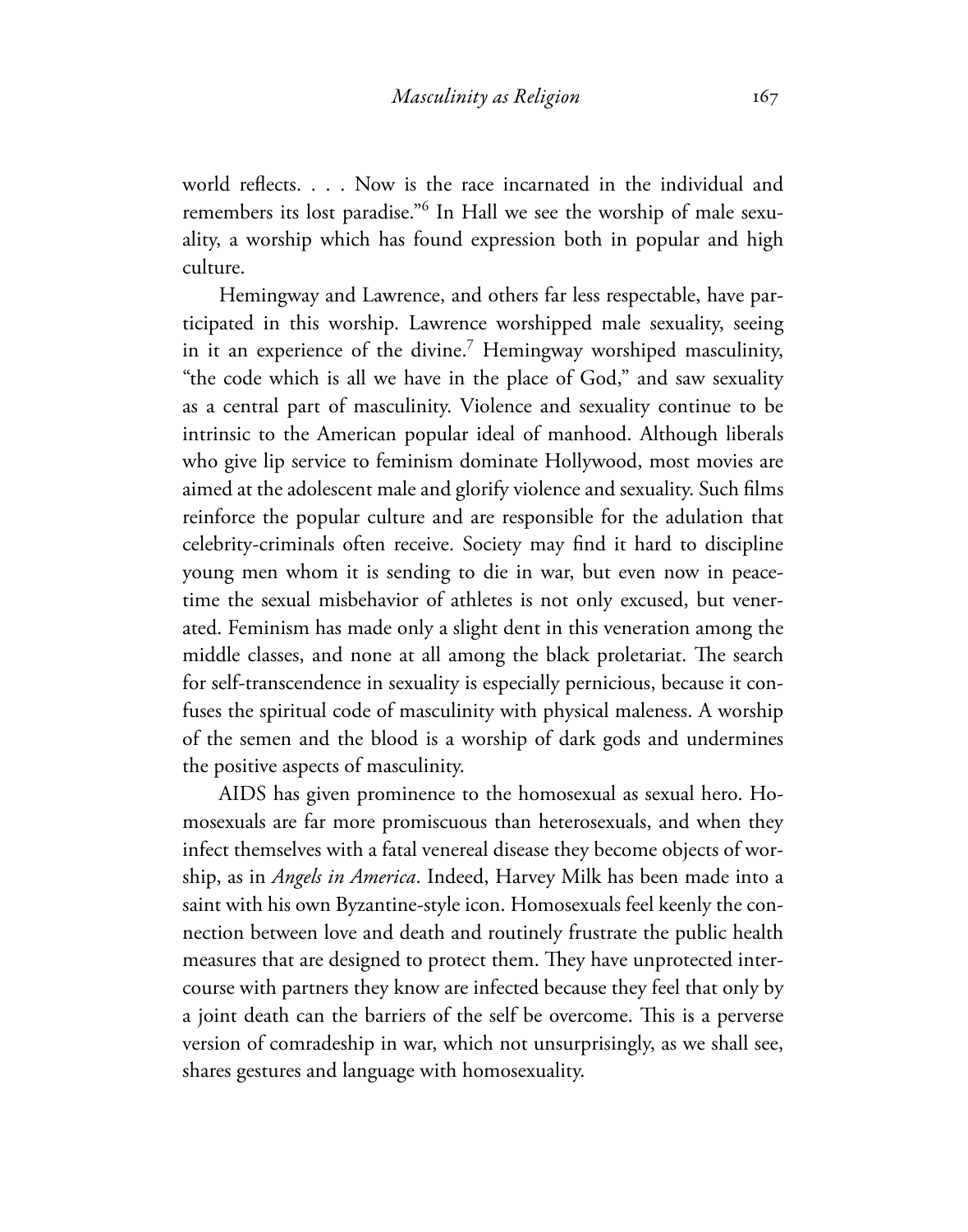world reflects. . . . Now is the race incarnated in the individual and remembers its lost paradise."[6] In Hall we see the worship of male sexuality, a worship which has found expression both in popular and high culture.

Hemingway and Lawrence, and others far less respectable, have participated in this worship. Lawrence worshipped male sexuality, seeing in it an experience of the divine.[7] Hemingway worshiped masculinity, "the code which is all we have in the place of God," and saw sexuality as a central part of masculinity. Violence and sexuality continue to be intrinsic to the American popular ideal of manhood. Although liberals who give lip service to feminism dominate Hollywood, most movies are aimed at the adolescent male and glorify violence and sexuality. Such films reinforce the popular culture and are responsible for the adulation that celebrity-criminals often receive. Society may find it hard to discipline young men whom it is sending to die in war, but even now in peacetime the sexual misbehavior of athletes is not only excused, but venerated. Feminism has made only a slight dent in this veneration among the middle classes, and none at all among the black proletariat. The search for self-transcendence in sexuality is especially pernicious, because it confuses the spiritual code of masculinity with physical maleness. A worship of the semen and the blood is a worship of dark gods and undermines the positive aspects of masculinity.

AIDS has given prominence to the homosexual as sexual hero. Homosexuals are far more promiscuous than heterosexuals, and when they infect themselves with a fatal venereal disease they become objects of worship, as in *Angels in America*. Indeed, Harvey Milk has been made into a saint with his own Byzantine-style icon. Homosexuals feel keenly the connection between love and death and routinely frustrate the public health measures that are designed to protect them. They have unprotected intercourse with partners they know are infected because they feel that only by a joint death can the barriers of the self be overcome. This is a perverse version of comradeship in war, which not unsurprisingly, as we shall see, shares gestures and language with homosexuality.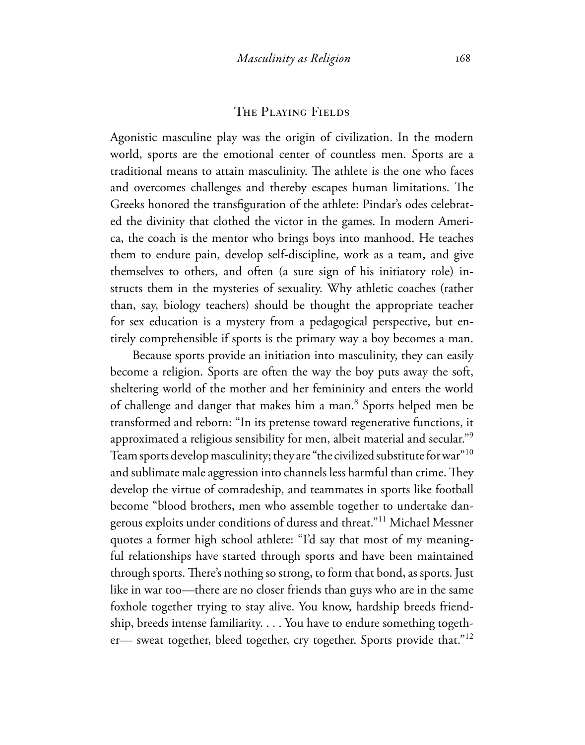## The Playing Fields

Agonistic masculine play was the origin of civilization. In the modern world, sports are the emotional center of countless men. Sports are a traditional means to attain masculinity. The athlete is the one who faces and overcomes challenges and thereby escapes human limitations. The Greeks honored the transfiguration of the athlete: Pindar's odes celebrated the divinity that clothed the victor in the games. In modern America, the coach is the mentor who brings boys into manhood. He teaches them to endure pain, develop self-discipline, work as a team, and give themselves to others, and often (a sure sign of his initiatory role) instructs them in the mysteries of sexuality. Why athletic coaches (rather than, say, biology teachers) should be thought the appropriate teacher for sex education is a mystery from a pedagogical perspective, but entirely comprehensible if sports is the primary way a boy becomes a man.

Because sports provide an initiation into masculinity, they can easily become a religion. Sports are often the way the boy puts away the soft, sheltering world of the mother and her femininity and enters the world of challenge and danger that makes him a man.[8] Sports helped men be transformed and reborn: "In its pretense toward regenerative functions, it approximated a religious sensibility for men, albeit material and secular."[9] Team sports develop masculinity; they are "the civilized substitute for war"[10] and sublimate male aggression into channels less harmful than crime. They develop the virtue of comradeship, and teammates in sports like football become "blood brothers, men who assemble together to undertake dangerous exploits under conditions of duress and threat."[11] Michael Messner quotes a former high school athlete: "I'd say that most of my meaningful relationships have started through sports and have been maintained through sports. There's nothing so strong, to form that bond, as sports. Just like in war too—there are no closer friends than guys who are in the same foxhole together trying to stay alive. You know, hardship breeds friendship, breeds intense familiarity. . . . You have to endure something together— sweat together, bleed together, cry together. Sports provide that."[12]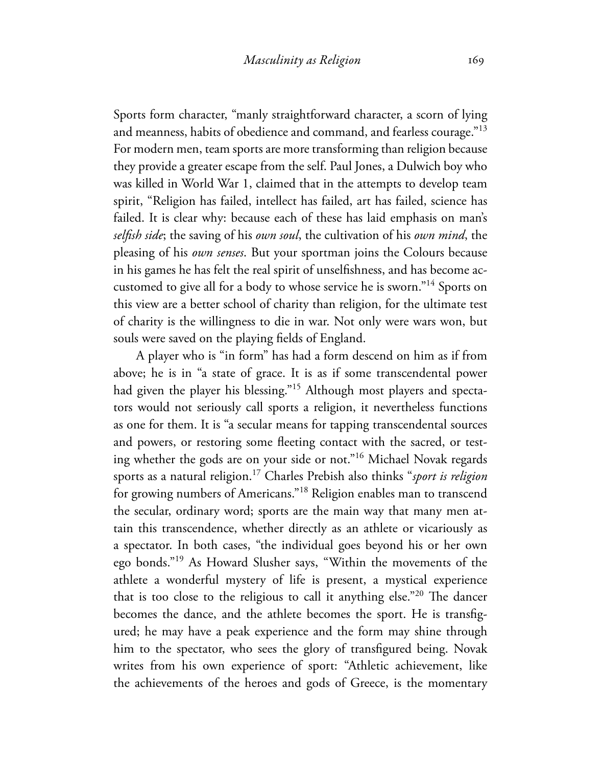Sports form character, "manly straightforward character, a scorn of lying and meanness, habits of obedience and command, and fearless courage."[13] For modern men, team sports are more transforming than religion because they provide a greater escape from the self. Paul Jones, a Dulwich boy who was killed in World War 1, claimed that in the attempts to develop team spirit, "Religion has failed, intellect has failed, art has failed, science has failed. It is clear why: because each of these has laid emphasis on man's *selfish side*; the saving of his *own soul*, the cultivation of his *own mind*, the pleasing of his *own senses*. But your sportman joins the Colours because in his games he has felt the real spirit of unselfishness, and has become accustomed to give all for a body to whose service he is sworn."[14] Sports on this view are a better school of charity than religion, for the ultimate test of charity is the willingness to die in war. Not only were wars won, but souls were saved on the playing fields of England.

A player who is "in form" has had a form descend on him as if from above; he is in "a state of grace. It is as if some transcendental power had given the player his blessing."[15] Although most players and spectators would not seriously call sports a religion, it nevertheless functions as one for them. It is "a secular means for tapping transcendental sources and powers, or restoring some fleeting contact with the sacred, or testing whether the gods are on your side or not."[16] Michael Novak regards sports as a natural religion.[17] Charles Prebish also thinks "*sport is religion* for growing numbers of Americans."[18] Religion enables man to transcend the secular, ordinary word; sports are the main way that many men attain this transcendence, whether directly as an athlete or vicariously as a spectator. In both cases, "the individual goes beyond his or her own ego bonds."[19] As Howard Slusher says, "Within the movements of the athlete a wonderful mystery of life is present, a mystical experience that is too close to the religious to call it anything else."[20] The dancer becomes the dance, and the athlete becomes the sport. He is transfigured; he may have a peak experience and the form may shine through him to the spectator, who sees the glory of transfigured being. Novak writes from his own experience of sport: "Athletic achievement, like the achievements of the heroes and gods of Greece, is the momentary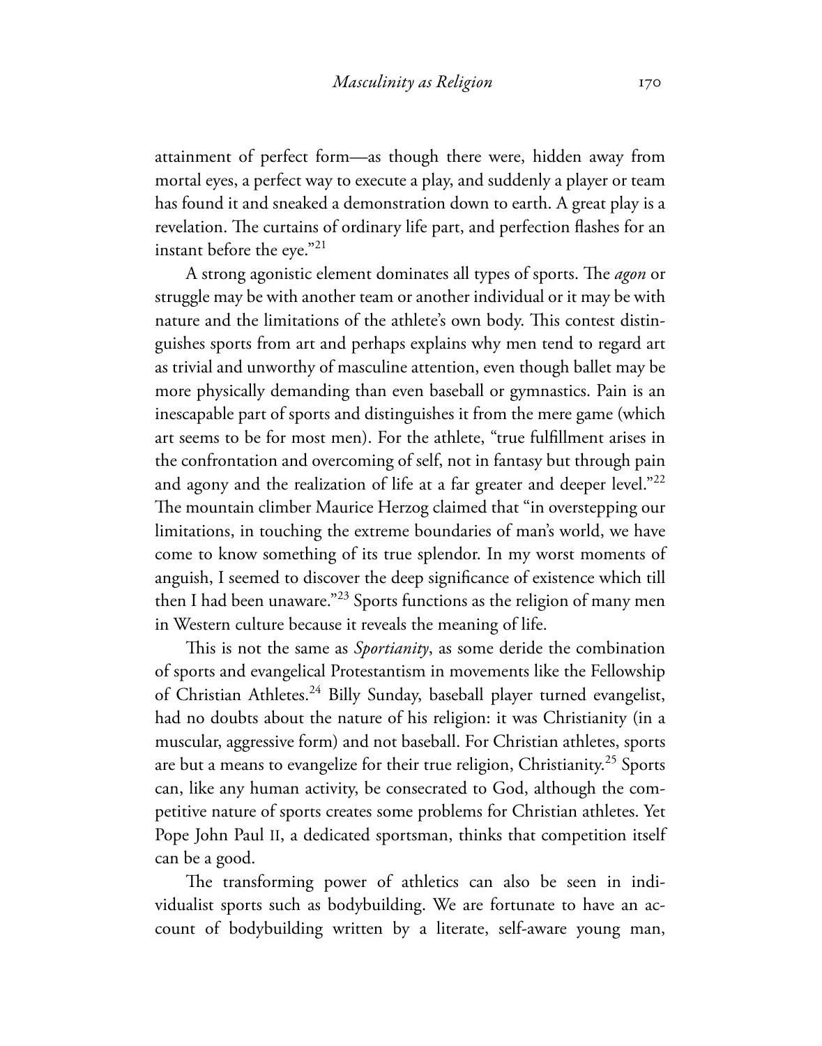attainment of perfect form—as though there were, hidden away from mortal eyes, a perfect way to execute a play, and suddenly a player or team has found it and sneaked a demonstration down to earth. A great play is a revelation. The curtains of ordinary life part, and perfection flashes for an instant before the eye."[21]

A strong agonistic element dominates all types of sports. The *agon* or struggle may be with another team or another individual or it may be with nature and the limitations of the athlete's own body. This contest distinguishes sports from art and perhaps explains why men tend to regard art as trivial and unworthy of masculine attention, even though ballet may be more physically demanding than even baseball or gymnastics. Pain is an inescapable part of sports and distinguishes it from the mere game (which art seems to be for most men). For the athlete, "true fulfillment arises in the confrontation and overcoming of self, not in fantasy but through pain and agony and the realization of life at a far greater and deeper level."[22] The mountain climber Maurice Herzog claimed that "in overstepping our limitations, in touching the extreme boundaries of man's world, we have come to know something of its true splendor. In my worst moments of anguish, I seemed to discover the deep significance of existence which till then I had been unaware."[23] Sports functions as the religion of many men in Western culture because it reveals the meaning of life.

This is not the same as *Sportianity*, as some deride the combination of sports and evangelical Protestantism in movements like the Fellowship of Christian Athletes.[24] Billy Sunday, baseball player turned evangelist, had no doubts about the nature of his religion: it was Christianity (in a muscular, aggressive form) and not baseball. For Christian athletes, sports are but a means to evangelize for their true religion, Christianity.[25] Sports can, like any human activity, be consecrated to God, although the competitive nature of sports creates some problems for Christian athletes. Yet Pope John Paul II, a dedicated sportsman, thinks that competition itself can be a good.

The transforming power of athletics can also be seen in individualist sports such as bodybuilding. We are fortunate to have an account of bodybuilding written by a literate, self-aware young man,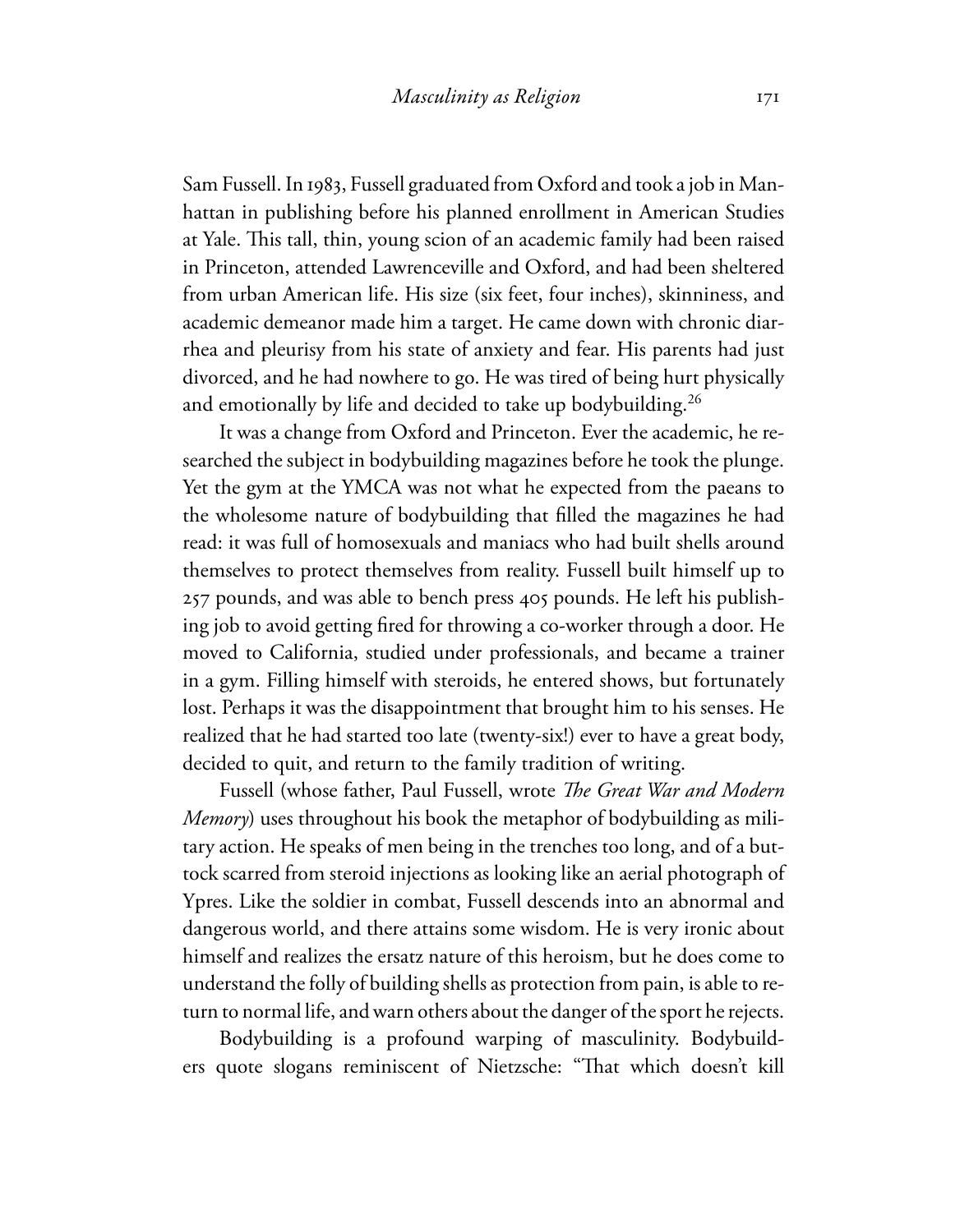Sam Fussell. In 1983, Fussell graduated from Oxford and took a job in Manhattan in publishing before his planned enrollment in American Studies at Yale. This tall, thin, young scion of an academic family had been raised in Princeton, attended Lawrenceville and Oxford, and had been sheltered from urban American life. His size (six feet, four inches), skinniness, and academic demeanor made him a target. He came down with chronic diarrhea and pleurisy from his state of anxiety and fear. His parents had just divorced, and he had nowhere to go. He was tired of being hurt physically and emotionally by life and decided to take up bodybuilding.[26]

It was a change from Oxford and Princeton. Ever the academic, he researched the subject in bodybuilding magazines before he took the plunge. Yet the gym at the YMCA was not what he expected from the paeans to the wholesome nature of bodybuilding that filled the magazines he had read: it was full of homosexuals and maniacs who had built shells around themselves to protect themselves from reality. Fussell built himself up to 257 pounds, and was able to bench press 405 pounds. He left his publishing job to avoid getting fired for throwing a co-worker through a door. He moved to California, studied under professionals, and became a trainer in a gym. Filling himself with steroids, he entered shows, but fortunately lost. Perhaps it was the disappointment that brought him to his senses. He realized that he had started too late (twenty-six!) ever to have a great body, decided to quit, and return to the family tradition of writing.

Fussell (whose father, Paul Fussell, wrote *The Great War and Modern Memory*) uses throughout his book the metaphor of bodybuilding as military action. He speaks of men being in the trenches too long, and of a buttock scarred from steroid injections as looking like an aerial photograph of Ypres. Like the soldier in combat, Fussell descends into an abnormal and dangerous world, and there attains some wisdom. He is very ironic about himself and realizes the ersatz nature of this heroism, but he does come to understand the folly of building shells as protection from pain, is able to return to normal life, and warn others about the danger of the sport he rejects.

Bodybuilding is a profound warping of masculinity. Bodybuilders quote slogans reminiscent of Nietzsche: "That which doesn't kill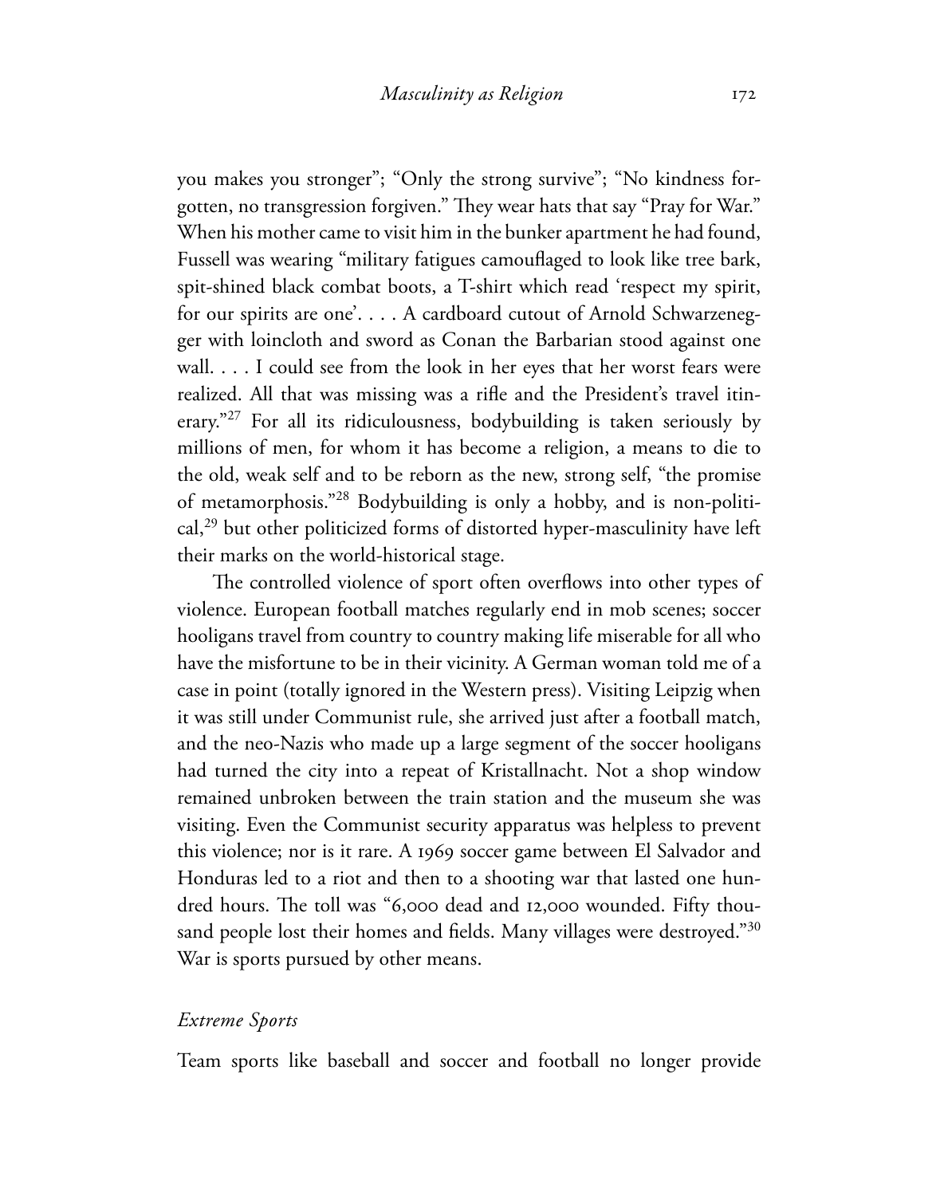you makes you stronger"; "Only the strong survive"; "No kindness forgotten, no transgression forgiven." They wear hats that say "Pray for War." When his mother came to visit him in the bunker apartment he had found, Fussell was wearing "military fatigues camouflaged to look like tree bark, spit-shined black combat boots, a T-shirt which read 'respect my spirit, for our spirits are one'. . . . A cardboard cutout of Arnold Schwarzenegger with loincloth and sword as Conan the Barbarian stood against one wall. . . . I could see from the look in her eyes that her worst fears were realized. All that was missing was a rifle and the President's travel itinerary."[27] For all its ridiculousness, bodybuilding is taken seriously by millions of men, for whom it has become a religion, a means to die to the old, weak self and to be reborn as the new, strong self, "the promise of metamorphosis."[28] Bodybuilding is only a hobby, and is non-political,[29] but other politicized forms of distorted hyper-masculinity have left their marks on the world-historical stage.

The controlled violence of sport often overflows into other types of violence. European football matches regularly end in mob scenes; soccer hooligans travel from country to country making life miserable for all who have the misfortune to be in their vicinity. A German woman told me of a case in point (totally ignored in the Western press). Visiting Leipzig when it was still under Communist rule, she arrived just after a football match, and the neo-Nazis who made up a large segment of the soccer hooligans had turned the city into a repeat of Kristallnacht. Not a shop window remained unbroken between the train station and the museum she was visiting. Even the Communist security apparatus was helpless to prevent this violence; nor is it rare. A 1969 soccer game between El Salvador and Honduras led to a riot and then to a shooting war that lasted one hundred hours. The toll was "6,000 dead and 12,000 wounded. Fifty thousand people lost their homes and fields. Many villages were destroyed."[30] War is sports pursued by other means.

### *Extreme Sports*

Team sports like baseball and soccer and football no longer provide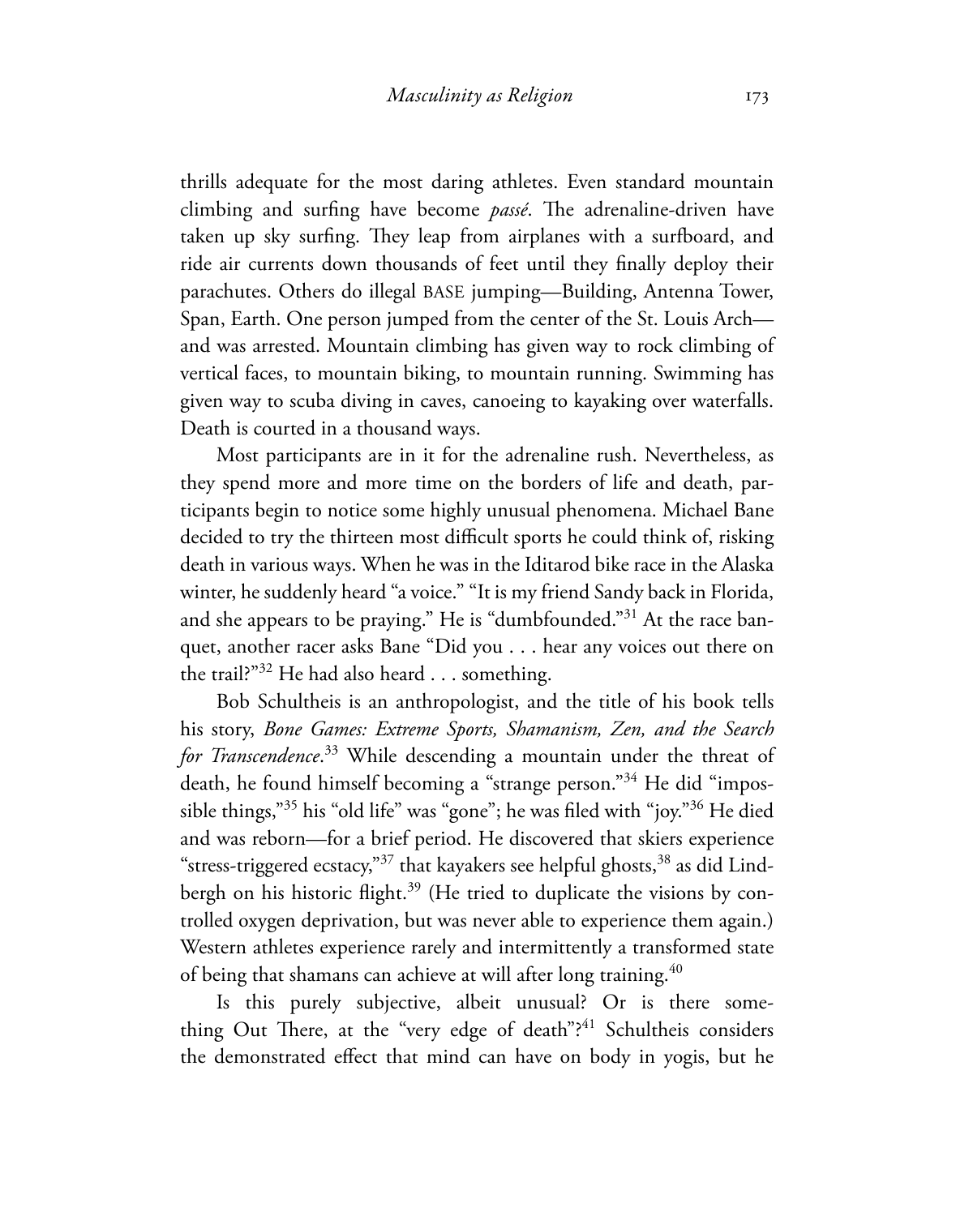thrills adequate for the most daring athletes. Even standard mountain climbing and surfing have become *passé*. The adrenaline-driven have taken up sky surfing. They leap from airplanes with a surfboard, and ride air currents down thousands of feet until they finally deploy their parachutes. Others do illegal BASE jumping—Building, Antenna Tower, Span, Earth. One person jumped from the center of the St. Louis Arch—and was arrested. Mountain climbing has given way to rock climbing of vertical faces, to mountain biking, to mountain running. Swimming has given way to scuba diving in caves, canoeing to kayaking over waterfalls. Death is courted in a thousand ways.

Most participants are in it for the adrenaline rush. Nevertheless, as they spend more and more time on the borders of life and death, participants begin to notice some highly unusual phenomena. Michael Bane decided to try the thirteen most difficult sports he could think of, risking death in various ways. When he was in the Iditarod bike race in the Alaska winter, he suddenly heard "a voice." "It is my friend Sandy back in Florida, and she appears to be praying." He is "dumbfounded."[31] At the race banquet, another racer asks Bane "Did you . . . hear any voices out there on the trail?"[32] He had also heard . . . something.

Bob Schultheis is an anthropologist, and the title of his book tells his story, *Bone Games: Extreme Sports, Shamanism, Zen, and the Search for Transcendence*.[33] While descending a mountain under the threat of death, he found himself becoming a "strange person."[34] He did "impossible things,"[35] his "old life" was "gone"; he was filed with "joy."[36] He died and was reborn—for a brief period. He discovered that skiers experience "stress-triggered ecstacy,"[37] that kayakers see helpful ghosts,[38] as did Lindbergh on his historic flight.[39] (He tried to duplicate the visions by controlled oxygen deprivation, but was never able to experience them again.) Western athletes experience rarely and intermittently a transformed state of being that shamans can achieve at will after long training.[40]

Is this purely subjective, albeit unusual? Or is there something Out There, at the "very edge of death"?[41] Schultheis considers the demonstrated effect that mind can have on body in yogis, but he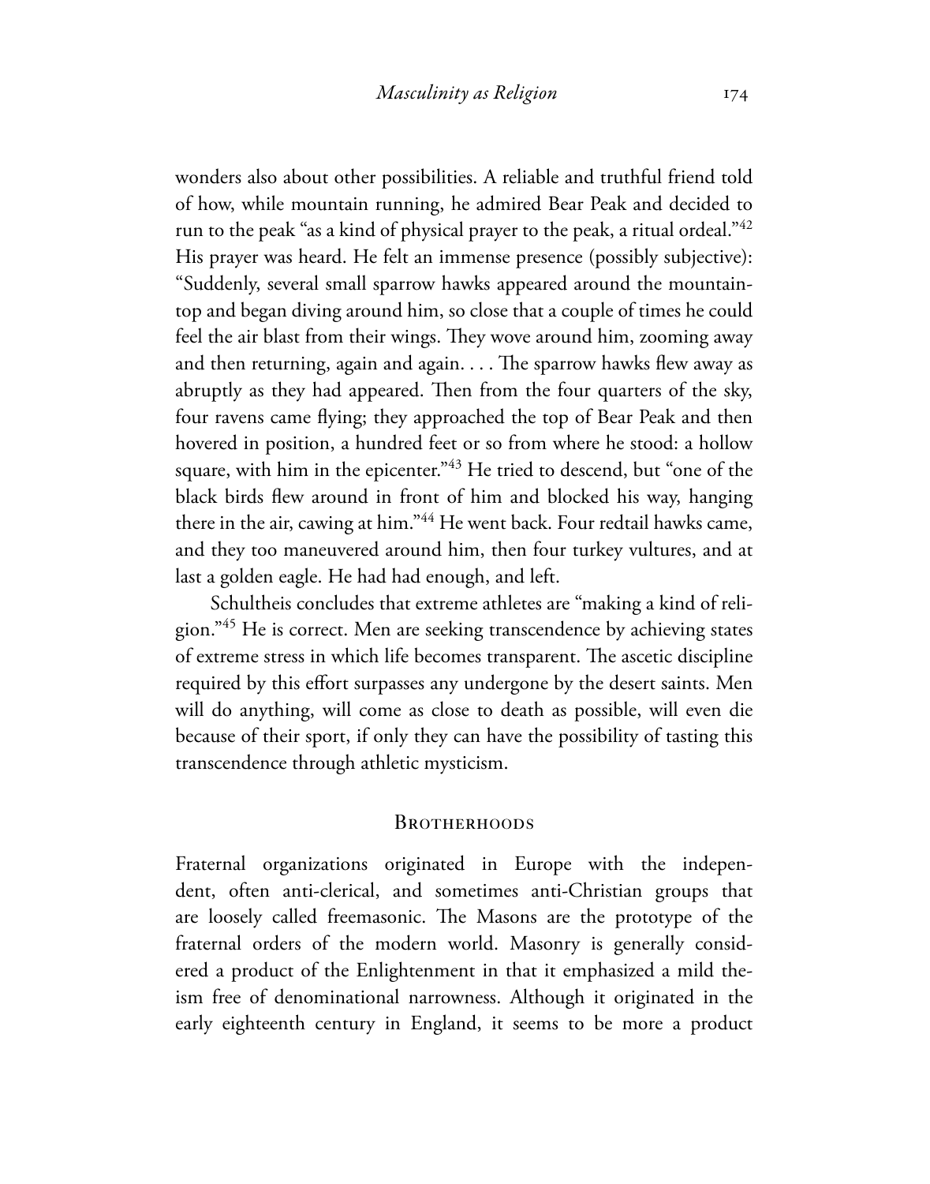wonders also about other possibilities. A reliable and truthful friend told of how, while mountain running, he admired Bear Peak and decided to run to the peak "as a kind of physical prayer to the peak, a ritual ordeal."[42] His prayer was heard. He felt an immense presence (possibly subjective): "Suddenly, several small sparrow hawks appeared around the mountaintop and began diving around him, so close that a couple of times he could feel the air blast from their wings. They wove around him, zooming away and then returning, again and again. . . . The sparrow hawks flew away as abruptly as they had appeared. Then from the four quarters of the sky, four ravens came flying; they approached the top of Bear Peak and then hovered in position, a hundred feet or so from where he stood: a hollow square, with him in the epicenter."[43] He tried to descend, but "one of the black birds flew around in front of him and blocked his way, hanging there in the air, cawing at him."[44] He went back. Four redtail hawks came, and they too maneuvered around him, then four turkey vultures, and at last a golden eagle. He had had enough, and left.

Schultheis concludes that extreme athletes are "making a kind of religion."[45] He is correct. Men are seeking transcendence by achieving states of extreme stress in which life becomes transparent. The ascetic discipline required by this effort surpasses any undergone by the desert saints. Men will do anything, will come as close to death as possible, will even die because of their sport, if only they can have the possibility of tasting this transcendence through athletic mysticism.

## Brotherhoods

Fraternal organizations originated in Europe with the independent, often anti-clerical, and sometimes anti-Christian groups that are loosely called freemasonic. The Masons are the prototype of the fraternal orders of the modern world. Masonry is generally considered a product of the Enlightenment in that it emphasized a mild theism free of denominational narrowness. Although it originated in the early eighteenth century in England, it seems to be more a product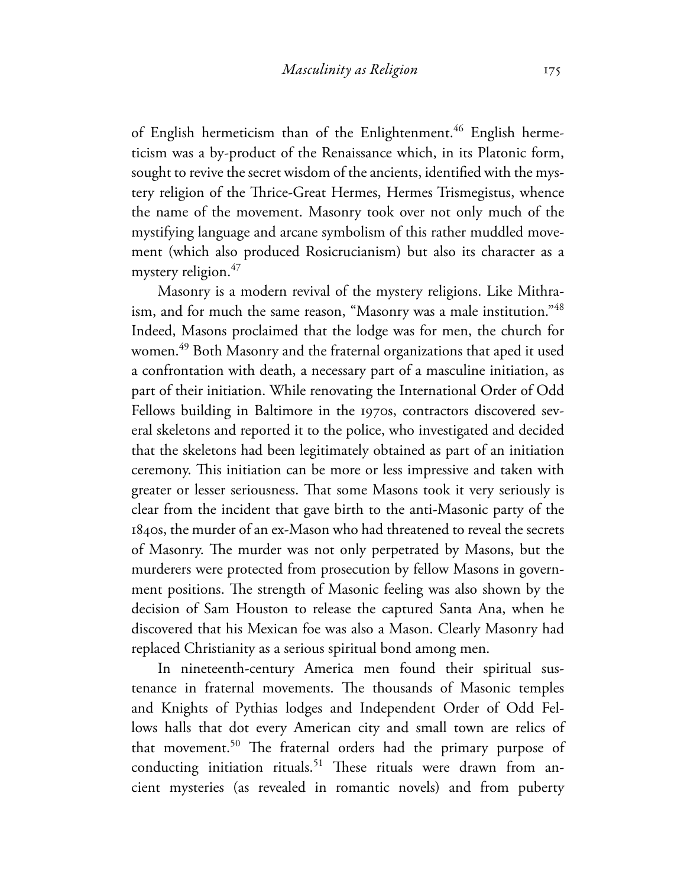of English hermeticism than of the Enlightenment.[46] English hermeticism was a by-product of the Renaissance which, in its Platonic form, sought to revive the secret wisdom of the ancients, identified with the mystery religion of the Thrice-Great Hermes, Hermes Trismegistus, whence the name of the movement. Masonry took over not only much of the mystifying language and arcane symbolism of this rather muddled movement (which also produced Rosicrucianism) but also its character as a mystery religion.[47]

Masonry is a modern revival of the mystery religions. Like Mithraism, and for much the same reason, "Masonry was a male institution."[48] Indeed, Masons proclaimed that the lodge was for men, the church for women.[49] Both Masonry and the fraternal organizations that aped it used a confrontation with death, a necessary part of a masculine initiation, as part of their initiation. While renovating the International Order of Odd Fellows building in Baltimore in the 1970s, contractors discovered several skeletons and reported it to the police, who investigated and decided that the skeletons had been legitimately obtained as part of an initiation ceremony. This initiation can be more or less impressive and taken with greater or lesser seriousness. That some Masons took it very seriously is clear from the incident that gave birth to the anti-Masonic party of the 1840s, the murder of an ex-Mason who had threatened to reveal the secrets of Masonry. The murder was not only perpetrated by Masons, but the murderers were protected from prosecution by fellow Masons in government positions. The strength of Masonic feeling was also shown by the decision of Sam Houston to release the captured Santa Ana, when he discovered that his Mexican foe was also a Mason. Clearly Masonry had replaced Christianity as a serious spiritual bond among men.

In nineteenth-century America men found their spiritual sustenance in fraternal movements. The thousands of Masonic temples and Knights of Pythias lodges and Independent Order of Odd Fellows halls that dot every American city and small town are relics of that movement.[50] The fraternal orders had the primary purpose of conducting initiation rituals.[51] These rituals were drawn from ancient mysteries (as revealed in romantic novels) and from puberty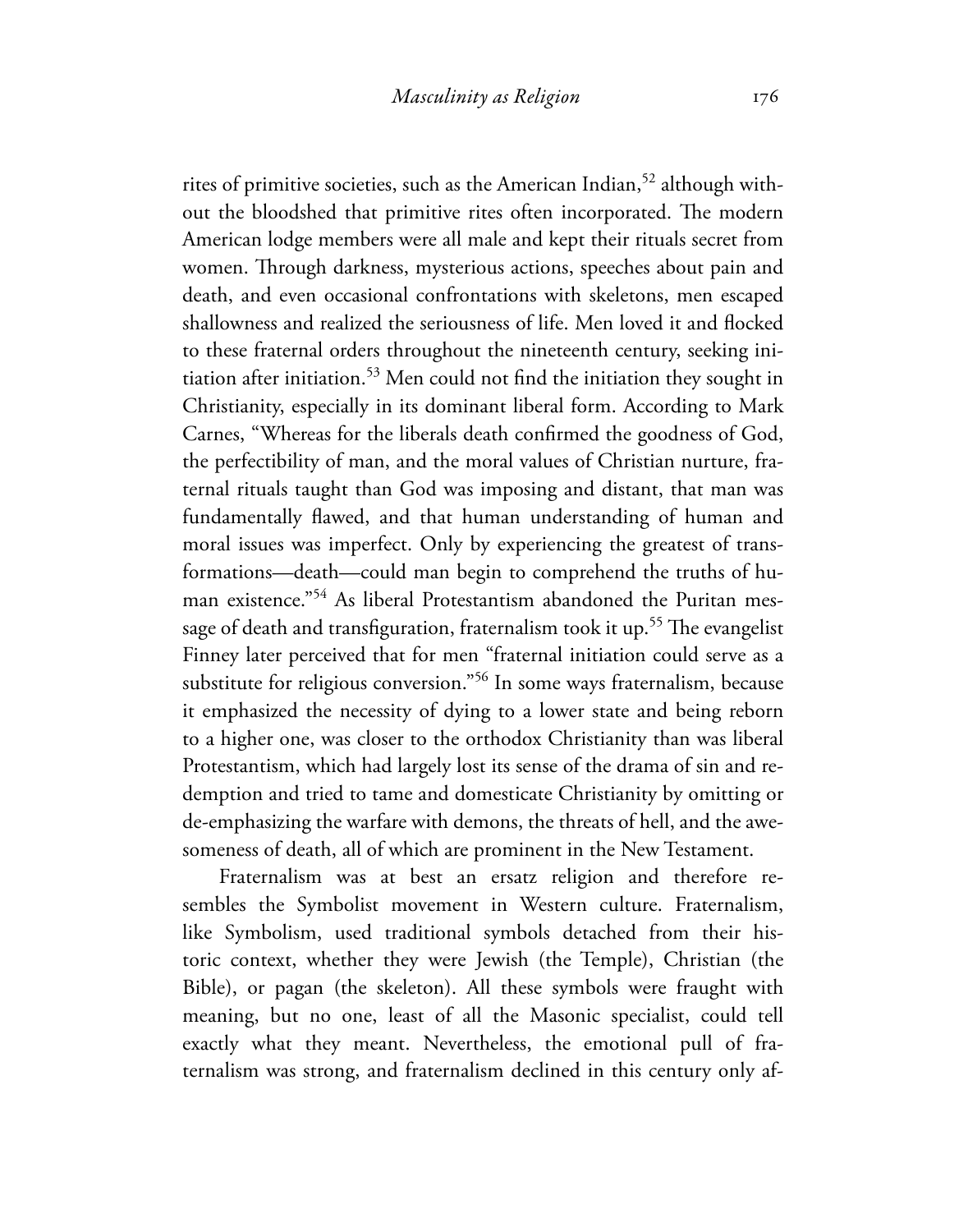rites of primitive societies, such as the American Indian,[52] although without the bloodshed that primitive rites often incorporated. The modern American lodge members were all male and kept their rituals secret from women. Through darkness, mysterious actions, speeches about pain and death, and even occasional confrontations with skeletons, men escaped shallowness and realized the seriousness of life. Men loved it and flocked to these fraternal orders throughout the nineteenth century, seeking initiation after initiation.[53] Men could not find the initiation they sought in Christianity, especially in its dominant liberal form. According to Mark Carnes, "Whereas for the liberals death confirmed the goodness of God, the perfectibility of man, and the moral values of Christian nurture, fraternal rituals taught than God was imposing and distant, that man was fundamentally flawed, and that human understanding of human and moral issues was imperfect. Only by experiencing the greatest of transformations—death—could man begin to comprehend the truths of human existence."[54] As liberal Protestantism abandoned the Puritan message of death and transfiguration, fraternalism took it up.[55] The evangelist Finney later perceived that for men "fraternal initiation could serve as a substitute for religious conversion."[56] In some ways fraternalism, because it emphasized the necessity of dying to a lower state and being reborn to a higher one, was closer to the orthodox Christianity than was liberal Protestantism, which had largely lost its sense of the drama of sin and redemption and tried to tame and domesticate Christianity by omitting or de-emphasizing the warfare with demons, the threats of hell, and the awesomeness of death, all of which are prominent in the New Testament.

Fraternalism was at best an ersatz religion and therefore resembles the Symbolist movement in Western culture. Fraternalism, like Symbolism, used traditional symbols detached from their historic context, whether they were Jewish (the Temple), Christian (the Bible), or pagan (the skeleton). All these symbols were fraught with meaning, but no one, least of all the Masonic specialist, could tell exactly what they meant. Nevertheless, the emotional pull of fraternalism was strong, and fraternalism declined in this century only af-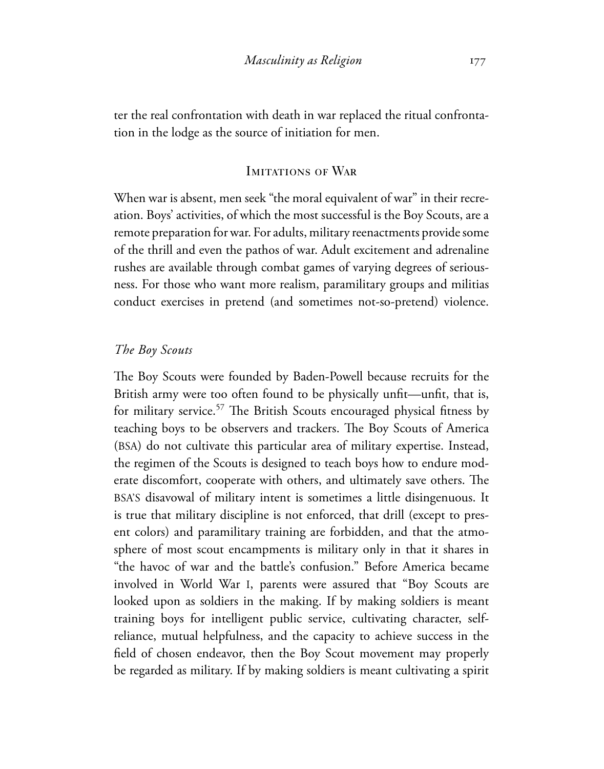ter the real confrontation with death in war replaced the ritual confrontation in the lodge as the source of initiation for men.

## Imitations of War

When war is absent, men seek "the moral equivalent of war" in their recreation. Boys' activities, of which the most successful is the Boy Scouts, are a remote preparation for war. For adults, military reenactments provide some of the thrill and even the pathos of war. Adult excitement and adrenaline rushes are available through combat games of varying degrees of seriousness. For those who want more realism, paramilitary groups and militias conduct exercises in pretend (and sometimes not-so-pretend) violence.

### *The Boy Scouts*

The Boy Scouts were founded by Baden-Powell because recruits for the British army were too often found to be physically unfit—unfit, that is, for military service.[57] The British Scouts encouraged physical fitness by teaching boys to be observers and trackers. The Boy Scouts of America (BSA) do not cultivate this particular area of military expertise. Instead, the regimen of the Scouts is designed to teach boys how to endure moderate discomfort, cooperate with others, and ultimately save others. The BSA'S disavowal of military intent is sometimes a little disingenuous. It is true that military discipline is not enforced, that drill (except to present colors) and paramilitary training are forbidden, and that the atmosphere of most scout encampments is military only in that it shares in "the havoc of war and the battle's confusion." Before America became involved in World War I, parents were assured that "Boy Scouts are looked upon as soldiers in the making. If by making soldiers is meant training boys for intelligent public service, cultivating character, self-reliance, mutual helpfulness, and the capacity to achieve success in the field of chosen endeavor, then the Boy Scout movement may properly be regarded as military. If by making soldiers is meant cultivating a spirit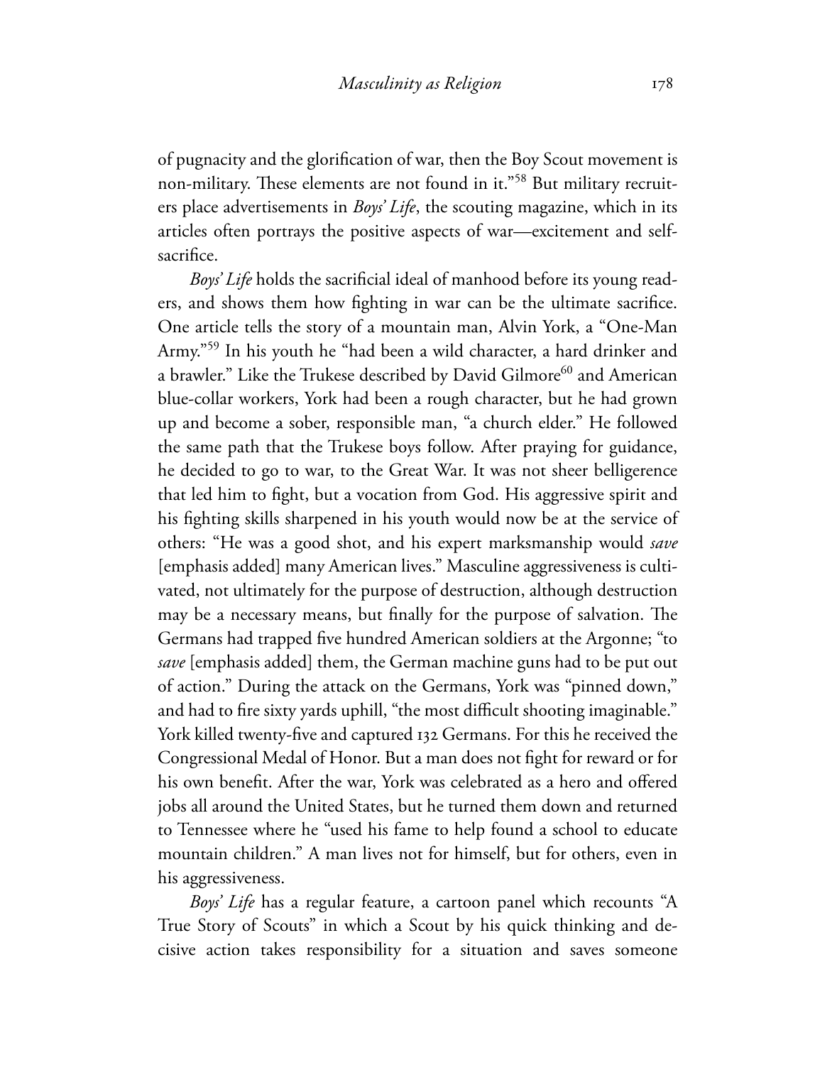of pugnacity and the glorification of war, then the Boy Scout movement is non-military. These elements are not found in it."[58] But military recruiters place advertisements in *Boys' Life*, the scouting magazine, which in its articles often portrays the positive aspects of war—excitement and self-sacrifice.

*Boys' Life* holds the sacrificial ideal of manhood before its young readers, and shows them how fighting in war can be the ultimate sacrifice. One article tells the story of a mountain man, Alvin York, a "One-Man Army."[59] In his youth he "had been a wild character, a hard drinker and a brawler." Like the Trukese described by David Gilmore[60] and American blue-collar workers, York had been a rough character, but he had grown up and become a sober, responsible man, "a church elder." He followed the same path that the Trukese boys follow. After praying for guidance, he decided to go to war, to the Great War. It was not sheer belligerence that led him to fight, but a vocation from God. His aggressive spirit and his fighting skills sharpened in his youth would now be at the service of others: "He was a good shot, and his expert marksmanship would *save* [emphasis added] many American lives." Masculine aggressiveness is cultivated, not ultimately for the purpose of destruction, although destruction may be a necessary means, but finally for the purpose of salvation. The Germans had trapped five hundred American soldiers at the Argonne; "to *save* [emphasis added] them, the German machine guns had to be put out of action." During the attack on the Germans, York was "pinned down," and had to fire sixty yards uphill, "the most difficult shooting imaginable." York killed twenty-five and captured 132 Germans. For this he received the Congressional Medal of Honor. But a man does not fight for reward or for his own benefit. After the war, York was celebrated as a hero and offered jobs all around the United States, but he turned them down and returned to Tennessee where he "used his fame to help found a school to educate mountain children." A man lives not for himself, but for others, even in his aggressiveness.

*Boys' Life* has a regular feature, a cartoon panel which recounts "A True Story of Scouts" in which a Scout by his quick thinking and decisive action takes responsibility for a situation and saves someone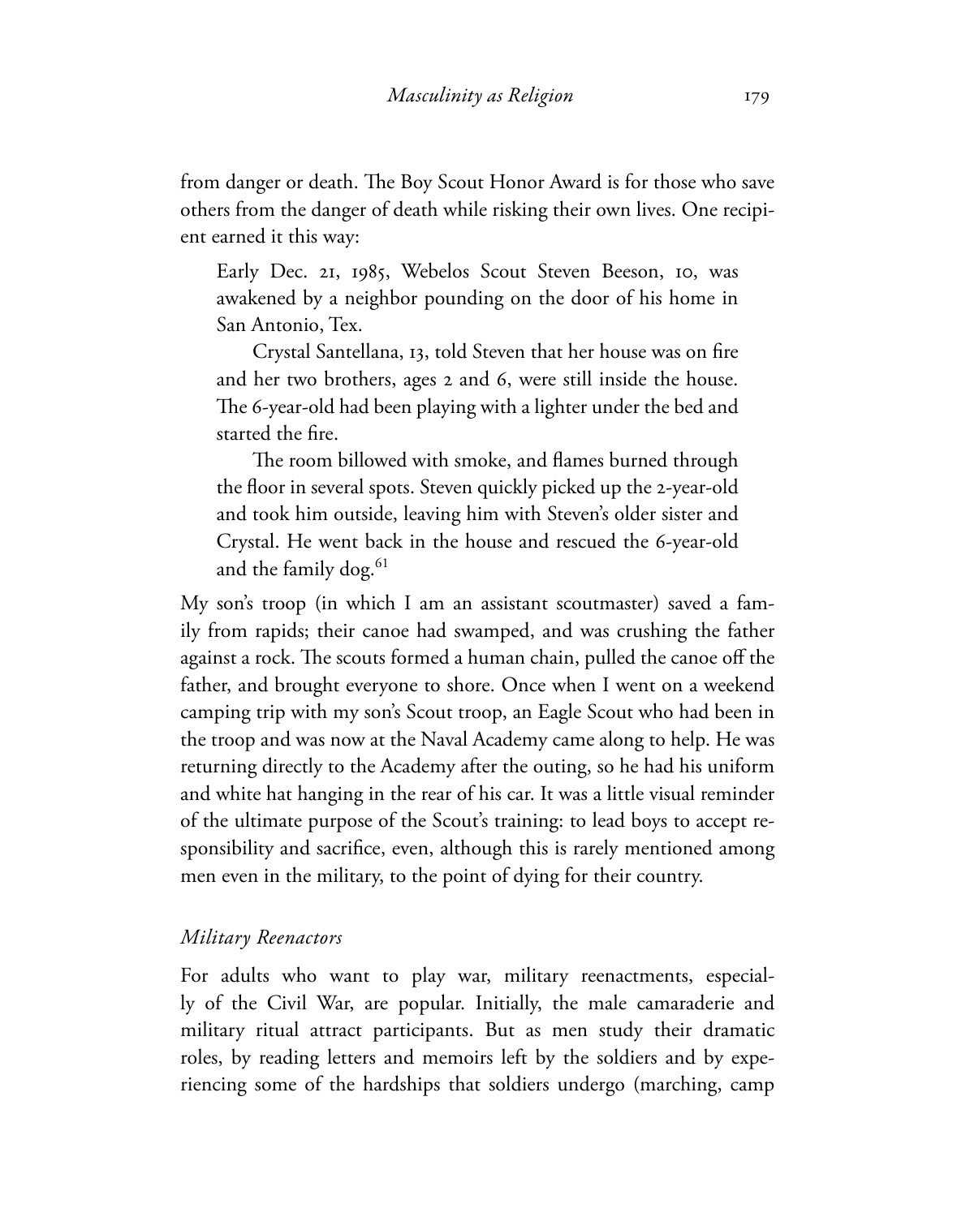from danger or death. The Boy Scout Honor Award is for those who save others from the danger of death while risking their own lives. One recipient earned it this way:

> Early Dec. 21, 1985, Webelos Scout Steven Beeson, 10, was awakened by a neighbor pounding on the door of his home in San Antonio, Tex.
>
> Crystal Santellana, 13, told Steven that her house was on fire and her two brothers, ages 2 and 6, were still inside the house. The 6-year-old had been playing with a lighter under the bed and started the fire.
>
> The room billowed with smoke, and flames burned through the floor in several spots. Steven quickly picked up the 2-year-old and took him outside, leaving him with Steven's older sister and Crystal. He went back in the house and rescued the 6-year-old and the family dog.[61]

My son's troop (in which I am an assistant scoutmaster) saved a family from rapids; their canoe had swamped, and was crushing the father against a rock. The scouts formed a human chain, pulled the canoe off the father, and brought everyone to shore. Once when I went on a weekend camping trip with my son's Scout troop, an Eagle Scout who had been in the troop and was now at the Naval Academy came along to help. He was returning directly to the Academy after the outing, so he had his uniform and white hat hanging in the rear of his car. It was a little visual reminder of the ultimate purpose of the Scout's training: to lead boys to accept responsibility and sacrifice, even, although this is rarely mentioned among men even in the military, to the point of dying for their country.

### *Military Reenactors*

For adults who want to play war, military reenactments, especially of the Civil War, are popular. Initially, the male camaraderie and military ritual attract participants. But as men study their dramatic roles, by reading letters and memoirs left by the soldiers and by experiencing some of the hardships that soldiers undergo (marching, camp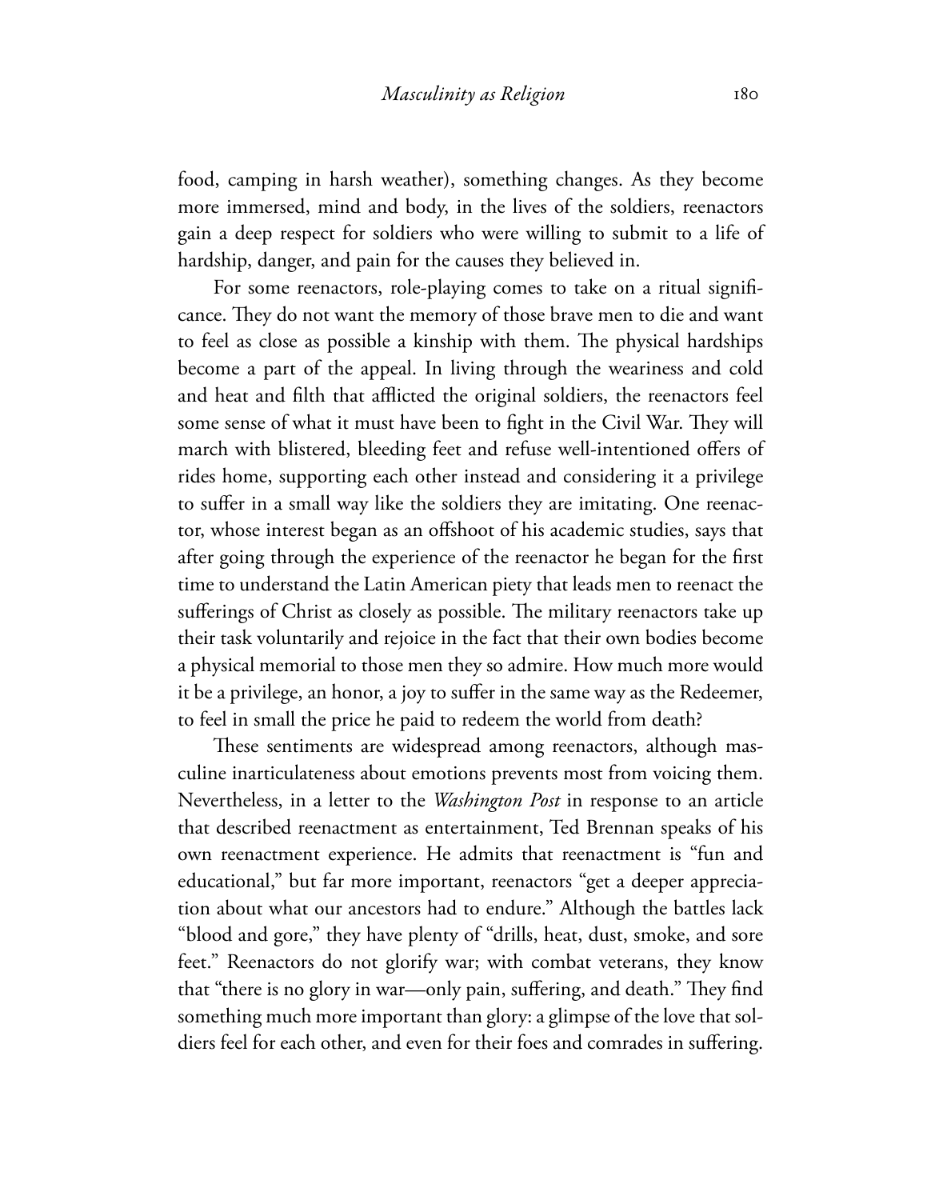food, camping in harsh weather), something changes. As they become more immersed, mind and body, in the lives of the soldiers, reenactors gain a deep respect for soldiers who were willing to submit to a life of hardship, danger, and pain for the causes they believed in.

For some reenactors, role-playing comes to take on a ritual significance. They do not want the memory of those brave men to die and want to feel as close as possible a kinship with them. The physical hardships become a part of the appeal. In living through the weariness and cold and heat and filth that afflicted the original soldiers, the reenactors feel some sense of what it must have been to fight in the Civil War. They will march with blistered, bleeding feet and refuse well-intentioned offers of rides home, supporting each other instead and considering it a privilege to suffer in a small way like the soldiers they are imitating. One reenactor, whose interest began as an offshoot of his academic studies, says that after going through the experience of the reenactor he began for the first time to understand the Latin American piety that leads men to reenact the sufferings of Christ as closely as possible. The military reenactors take up their task voluntarily and rejoice in the fact that their own bodies become a physical memorial to those men they so admire. How much more would it be a privilege, an honor, a joy to suffer in the same way as the Redeemer, to feel in small the price he paid to redeem the world from death?

These sentiments are widespread among reenactors, although masculine inarticulateness about emotions prevents most from voicing them. Nevertheless, in a letter to the *Washington Post* in response to an article that described reenactment as entertainment, Ted Brennan speaks of his own reenactment experience. He admits that reenactment is "fun and educational," but far more important, reenactors "get a deeper appreciation about what our ancestors had to endure." Although the battles lack "blood and gore," they have plenty of "drills, heat, dust, smoke, and sore feet." Reenactors do not glorify war; with combat veterans, they know that "there is no glory in war—only pain, suffering, and death." They find something much more important than glory: a glimpse of the love that soldiers feel for each other, and even for their foes and comrades in suffering.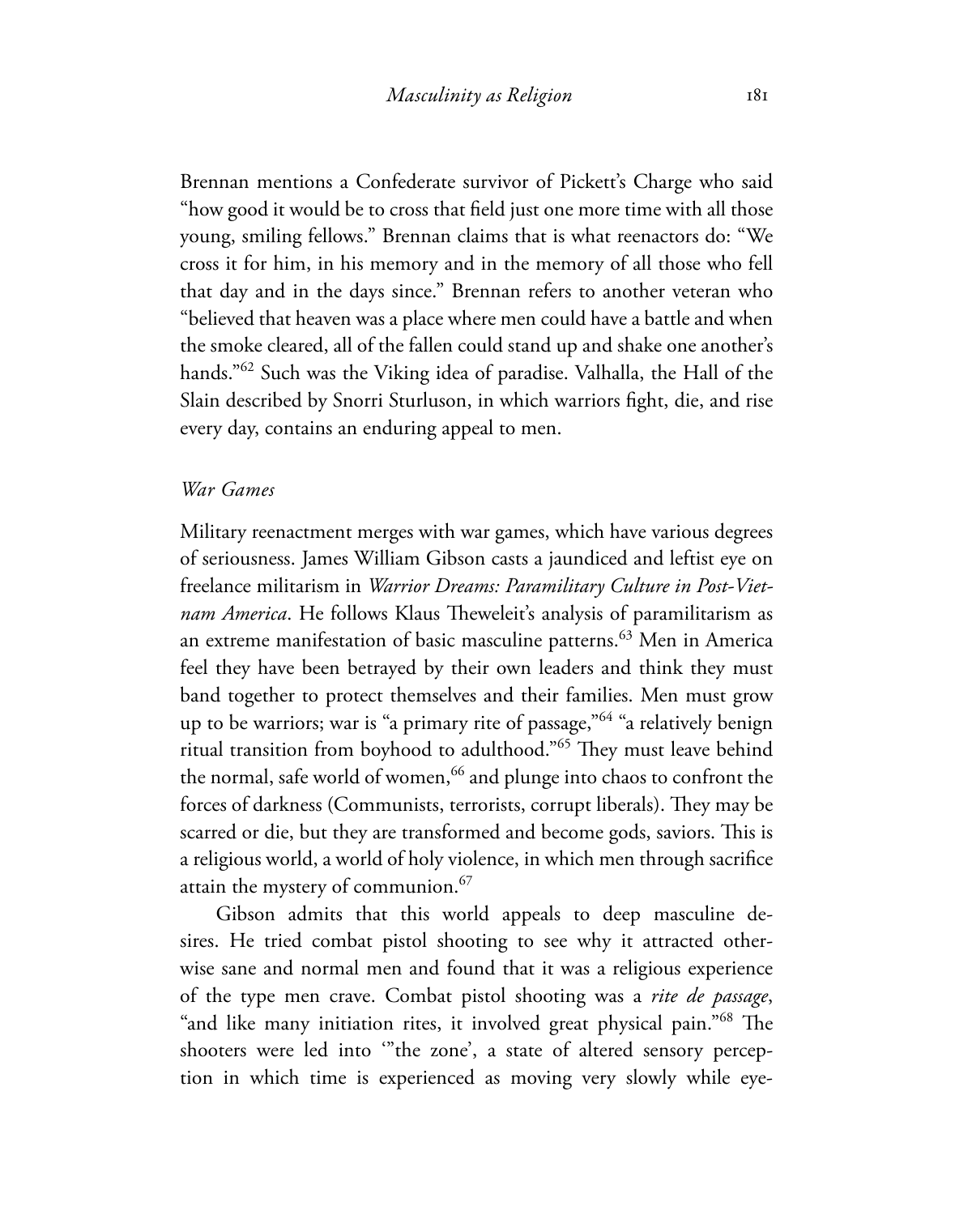Brennan mentions a Confederate survivor of Pickett's Charge who said "how good it would be to cross that field just one more time with all those young, smiling fellows." Brennan claims that is what reenactors do: "We cross it for him, in his memory and in the memory of all those who fell that day and in the days since." Brennan refers to another veteran who "believed that heaven was a place where men could have a battle and when the smoke cleared, all of the fallen could stand up and shake one another's hands."[62] Such was the Viking idea of paradise. Valhalla, the Hall of the Slain described by Snorri Sturluson, in which warriors fight, die, and rise every day, contains an enduring appeal to men.

### *War Games*

Military reenactment merges with war games, which have various degrees of seriousness. James William Gibson casts a jaundiced and leftist eye on freelance militarism in *Warrior Dreams: Paramilitary Culture in Post-Vietnam America*. He follows Klaus Theweleit's analysis of paramilitarism as an extreme manifestation of basic masculine patterns.[63] Men in America feel they have been betrayed by their own leaders and think they must band together to protect themselves and their families. Men must grow up to be warriors; war is "a primary rite of passage,"[64] "a relatively benign ritual transition from boyhood to adulthood."[65] They must leave behind the normal, safe world of women,[66] and plunge into chaos to confront the forces of darkness (Communists, terrorists, corrupt liberals). They may be scarred or die, but they are transformed and become gods, saviors. This is a religious world, a world of holy violence, in which men through sacrifice attain the mystery of communion.[67]

Gibson admits that this world appeals to deep masculine desires. He tried combat pistol shooting to see why it attracted otherwise sane and normal men and found that it was a religious experience of the type men crave. Combat pistol shooting was a *rite de passage*, "and like many initiation rites, it involved great physical pain."[68] The shooters were led into '"the zone', a state of altered sensory perception in which time is experienced as moving very slowly while eye-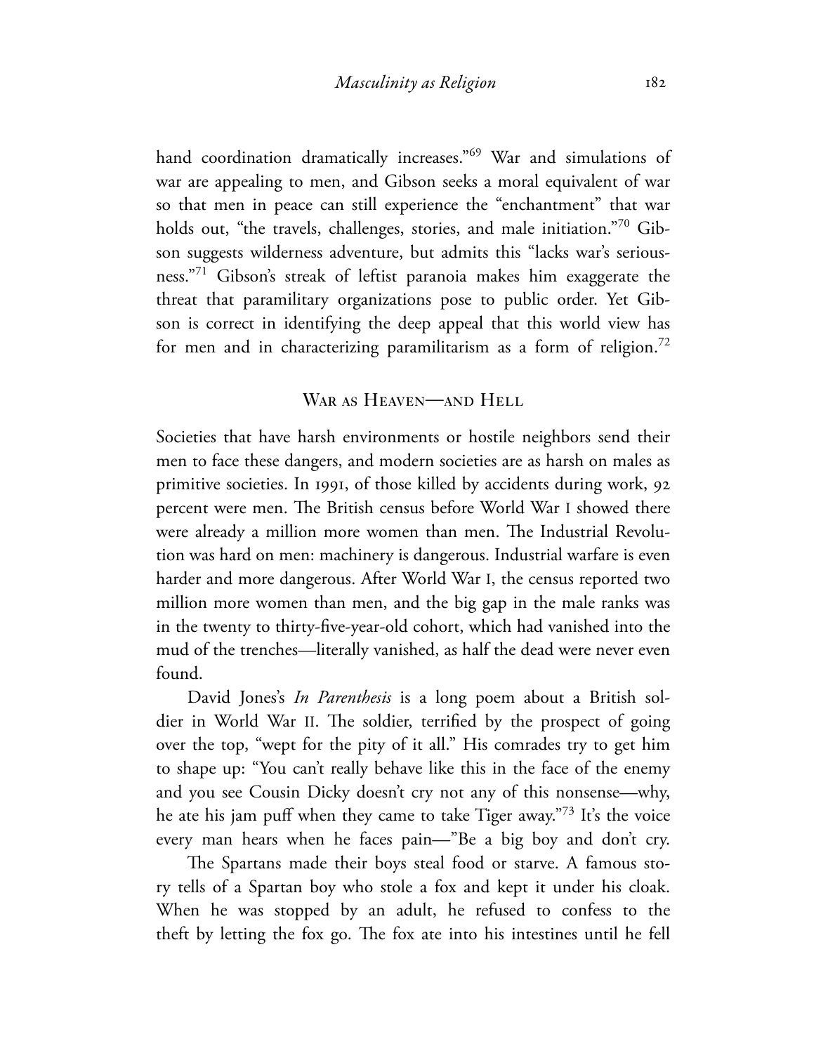hand coordination dramatically increases."[69] War and simulations of war are appealing to men, and Gibson seeks a moral equivalent of war so that men in peace can still experience the "enchantment" that war holds out, "the travels, challenges, stories, and male initiation."[70] Gibson suggests wilderness adventure, but admits this "lacks war's seriousness."[71] Gibson's streak of leftist paranoia makes him exaggerate the threat that paramilitary organizations pose to public order. Yet Gibson is correct in identifying the deep appeal that this world view has for men and in characterizing paramilitarism as a form of religion.[72]

## War as Heaven—and Hell

Societies that have harsh environments or hostile neighbors send their men to face these dangers, and modern societies are as harsh on males as primitive societies. In 1991, of those killed by accidents during work, 92 percent were men. The British census before World War I showed there were already a million more women than men. The Industrial Revolution was hard on men: machinery is dangerous. Industrial warfare is even harder and more dangerous. After World War I, the census reported two million more women than men, and the big gap in the male ranks was in the twenty to thirty-five-year-old cohort, which had vanished into the mud of the trenches—literally vanished, as half the dead were never even found.

David Jones's *In Parenthesis* is a long poem about a British soldier in World War II. The soldier, terrified by the prospect of going over the top, "wept for the pity of it all." His comrades try to get him to shape up: "You can't really behave like this in the face of the enemy and you see Cousin Dicky doesn't cry not any of this nonsense—why, he ate his jam puff when they came to take Tiger away."[73] It's the voice every man hears when he faces pain—"Be a big boy and don't cry.

The Spartans made their boys steal food or starve. A famous story tells of a Spartan boy who stole a fox and kept it under his cloak. When he was stopped by an adult, he refused to confess to the theft by letting the fox go. The fox ate into his intestines until he fell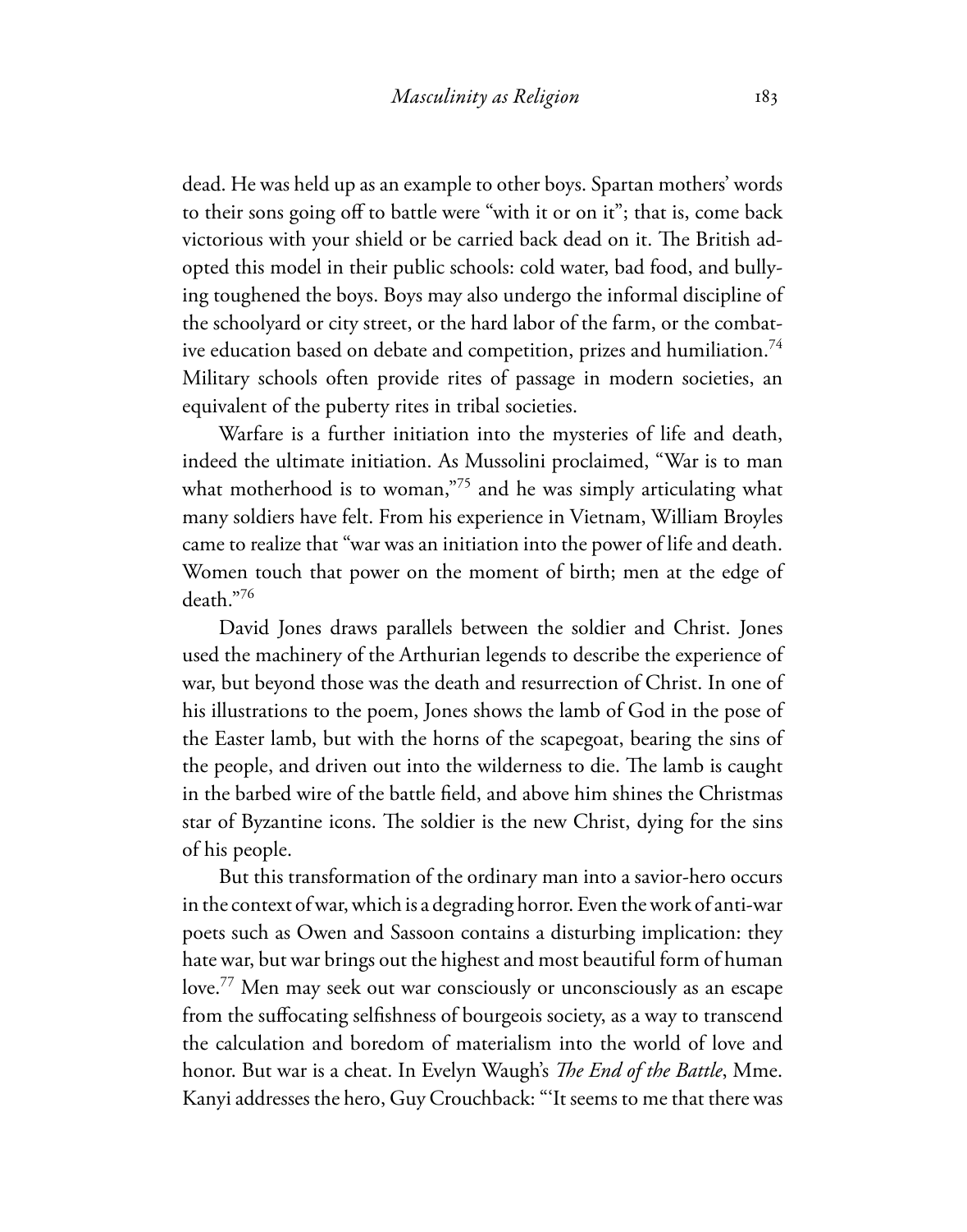dead. He was held up as an example to other boys. Spartan mothers' words to their sons going off to battle were "with it or on it"; that is, come back victorious with your shield or be carried back dead on it. The British adopted this model in their public schools: cold water, bad food, and bullying toughened the boys. Boys may also undergo the informal discipline of the schoolyard or city street, or the hard labor of the farm, or the combative education based on debate and competition, prizes and humiliation.[74] Military schools often provide rites of passage in modern societies, an equivalent of the puberty rites in tribal societies.

Warfare is a further initiation into the mysteries of life and death, indeed the ultimate initiation. As Mussolini proclaimed, "War is to man what motherhood is to woman,"[75] and he was simply articulating what many soldiers have felt. From his experience in Vietnam, William Broyles came to realize that "war was an initiation into the power of life and death. Women touch that power on the moment of birth; men at the edge of death."[76]

David Jones draws parallels between the soldier and Christ. Jones used the machinery of the Arthurian legends to describe the experience of war, but beyond those was the death and resurrection of Christ. In one of his illustrations to the poem, Jones shows the lamb of God in the pose of the Easter lamb, but with the horns of the scapegoat, bearing the sins of the people, and driven out into the wilderness to die. The lamb is caught in the barbed wire of the battle field, and above him shines the Christmas star of Byzantine icons. The soldier is the new Christ, dying for the sins of his people.

But this transformation of the ordinary man into a savior-hero occurs in the context of war, which is a degrading horror. Even the work of anti-war poets such as Owen and Sassoon contains a disturbing implication: they hate war, but war brings out the highest and most beautiful form of human love.[77] Men may seek out war consciously or unconsciously as an escape from the suffocating selfishness of bourgeois society, as a way to transcend the calculation and boredom of materialism into the world of love and honor. But war is a cheat. In Evelyn Waugh's *The End of the Battle*, Mme. Kanyi addresses the hero, Guy Crouchback: "'It seems to me that there was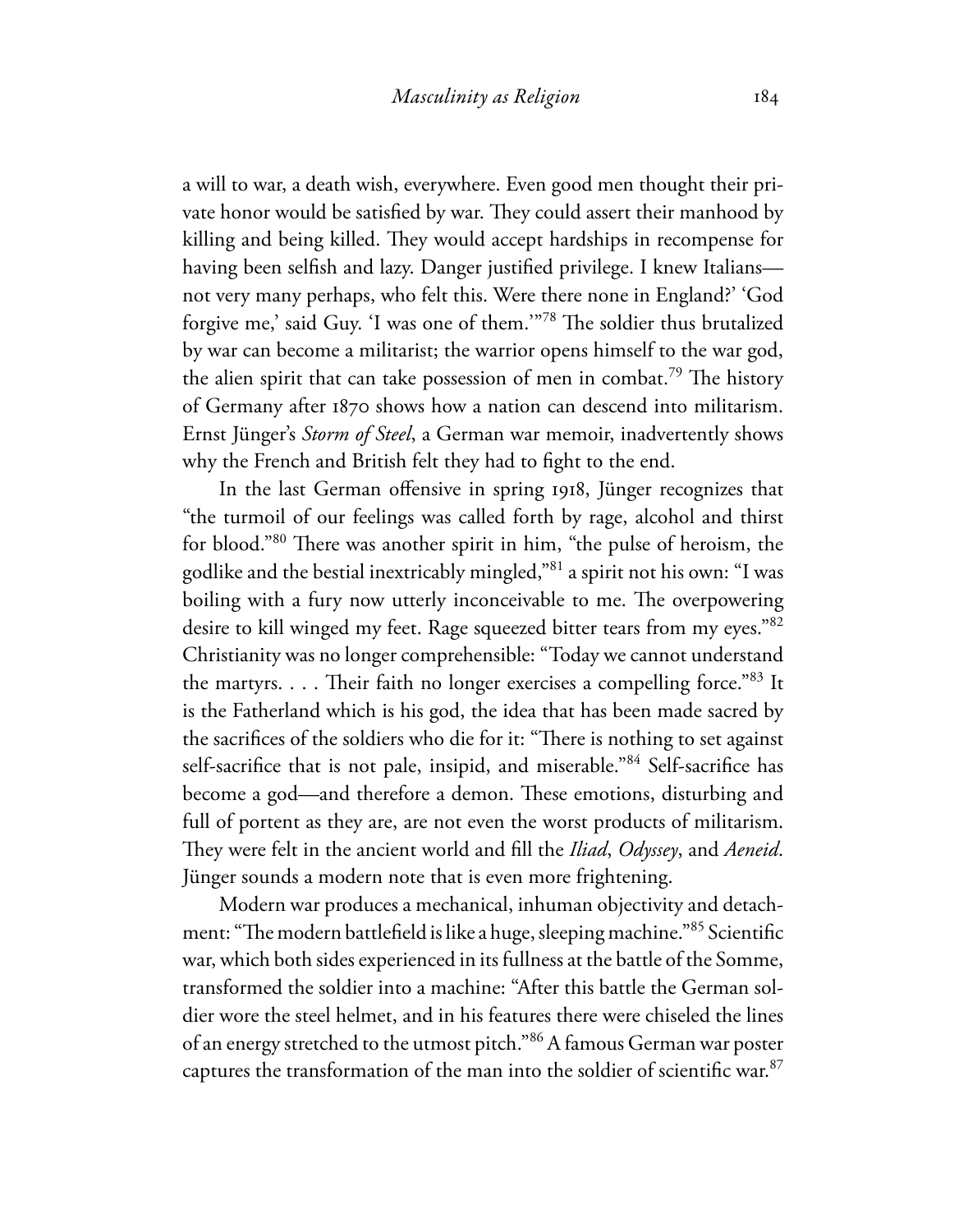a will to war, a death wish, everywhere. Even good men thought their private honor would be satisfied by war. They could assert their manhood by killing and being killed. They would accept hardships in recompense for having been selfish and lazy. Danger justified privilege. I knew Italians—not very many perhaps, who felt this. Were there none in England?' 'God forgive me,' said Guy. 'I was one of them.'"[78] The soldier thus brutalized by war can become a militarist; the warrior opens himself to the war god, the alien spirit that can take possession of men in combat.[79] The history of Germany after 1870 shows how a nation can descend into militarism. Ernst Jünger's *Storm of Steel*, a German war memoir, inadvertently shows why the French and British felt they had to fight to the end.

In the last German offensive in spring 1918, Jünger recognizes that "the turmoil of our feelings was called forth by rage, alcohol and thirst for blood."[80] There was another spirit in him, "the pulse of heroism, the godlike and the bestial inextricably mingled,"[81] a spirit not his own: "I was boiling with a fury now utterly inconceivable to me. The overpowering desire to kill winged my feet. Rage squeezed bitter tears from my eyes."[82] Christianity was no longer comprehensible: "Today we cannot understand the martyrs. . . . Their faith no longer exercises a compelling force."[83] It is the Fatherland which is his god, the idea that has been made sacred by the sacrifices of the soldiers who die for it: "There is nothing to set against self-sacrifice that is not pale, insipid, and miserable."[84] Self-sacrifice has become a god—and therefore a demon. These emotions, disturbing and full of portent as they are, are not even the worst products of militarism. They were felt in the ancient world and fill the *Iliad*, *Odyssey*, and *Aeneid*. Jünger sounds a modern note that is even more frightening.

Modern war produces a mechanical, inhuman objectivity and detachment: "The modern battlefield is like a huge, sleeping machine."[85] Scientific war, which both sides experienced in its fullness at the battle of the Somme, transformed the soldier into a machine: "After this battle the German soldier wore the steel helmet, and in his features there were chiseled the lines of an energy stretched to the utmost pitch."[86] A famous German war poster captures the transformation of the man into the soldier of scientific war.[87]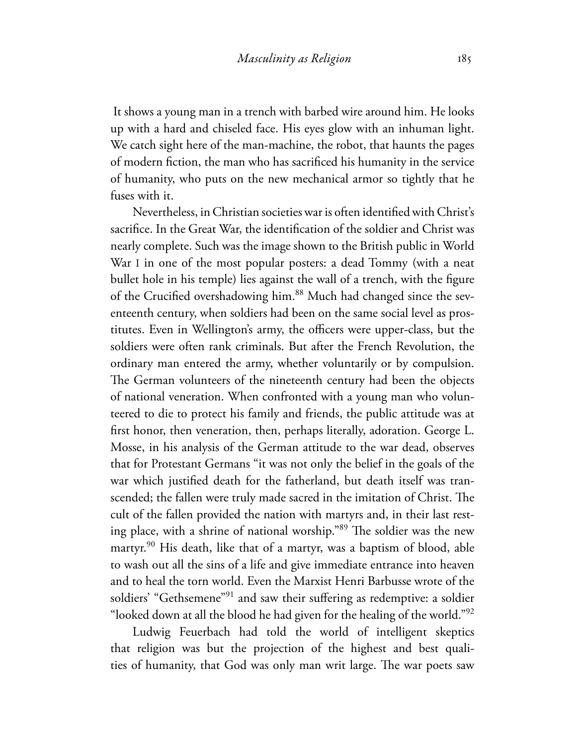It shows a young man in a trench with barbed wire around him. He looks up with a hard and chiseled face. His eyes glow with an inhuman light. We catch sight here of the man-machine, the robot, that haunts the pages of modern fiction, the man who has sacrificed his humanity in the service of humanity, who puts on the new mechanical armor so tightly that he fuses with it.

Nevertheless, in Christian societies war is often identified with Christ's sacrifice. In the Great War, the identification of the soldier and Christ was nearly complete. Such was the image shown to the British public in World War I in one of the most popular posters: a dead Tommy (with a neat bullet hole in his temple) lies against the wall of a trench, with the figure of the Crucified overshadowing him.[88] Much had changed since the seventeenth century, when soldiers had been on the same social level as prostitutes. Even in Wellington's army, the officers were upper-class, but the soldiers were often rank criminals. But after the French Revolution, the ordinary man entered the army, whether voluntarily or by compulsion. The German volunteers of the nineteenth century had been the objects of national veneration. When confronted with a young man who volunteered to die to protect his family and friends, the public attitude was at first honor, then veneration, then, perhaps literally, adoration. George L. Mosse, in his analysis of the German attitude to the war dead, observes that for Protestant Germans "it was not only the belief in the goals of the war which justified death for the fatherland, but death itself was transcended; the fallen were truly made sacred in the imitation of Christ. The cult of the fallen provided the nation with martyrs and, in their last resting place, with a shrine of national worship."[89] The soldier was the new martyr.[90] His death, like that of a martyr, was a baptism of blood, able to wash out all the sins of a life and give immediate entrance into heaven and to heal the torn world. Even the Marxist Henri Barbusse wrote of the soldiers' "Gethsemene"[91] and saw their suffering as redemptive: a soldier "looked down at all the blood he had given for the healing of the world."[92]

Ludwig Feuerbach had told the world of intelligent skeptics that religion was but the projection of the highest and best qualities of humanity, that God was only man writ large. The war poets saw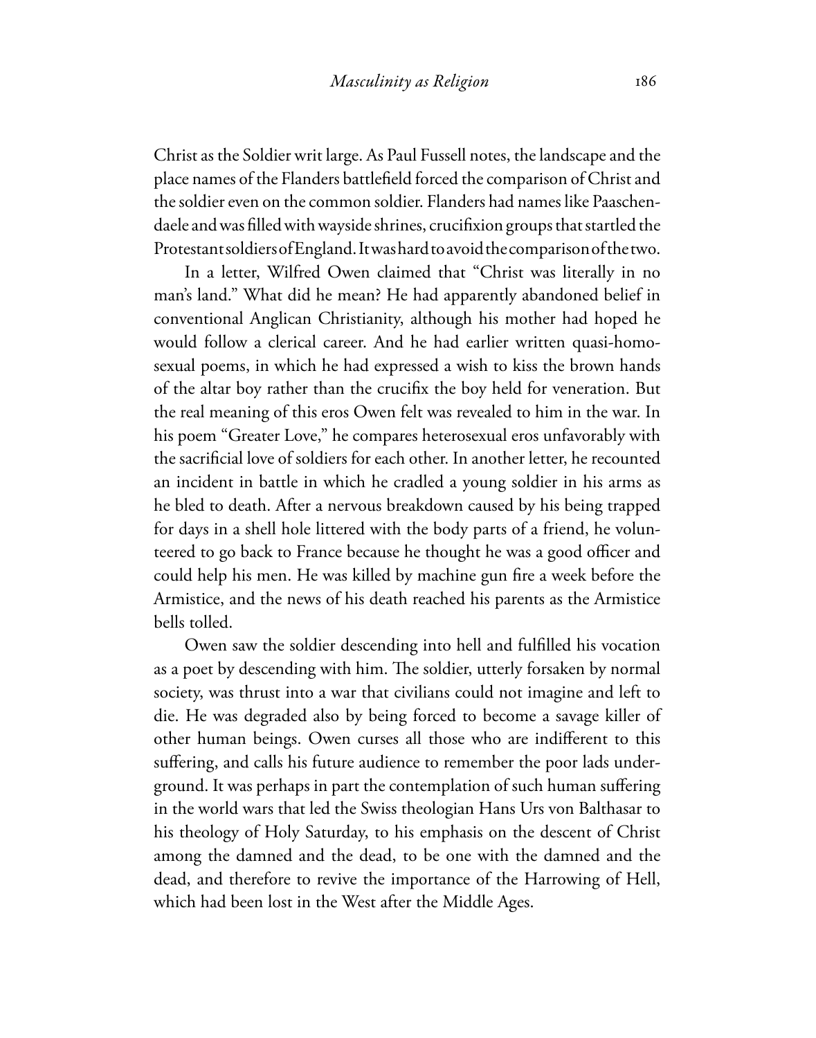Christ as the Soldier writ large. As Paul Fussell notes, the landscape and the place names of the Flanders battlefield forced the comparison of Christ and the soldier even on the common soldier. Flanders had names like Paaschendaele and was filled with wayside shrines, crucifixion groups that startled the Protestant soldiers of England. It was hard to avoid the comparison of the two.

In a letter, Wilfred Owen claimed that "Christ was literally in no man's land." What did he mean? He had apparently abandoned belief in conventional Anglican Christianity, although his mother had hoped he would follow a clerical career. And he had earlier written quasi-homosexual poems, in which he had expressed a wish to kiss the brown hands of the altar boy rather than the crucifix the boy held for veneration. But the real meaning of this eros Owen felt was revealed to him in the war. In his poem "Greater Love," he compares heterosexual eros unfavorably with the sacrificial love of soldiers for each other. In another letter, he recounted an incident in battle in which he cradled a young soldier in his arms as he bled to death. After a nervous breakdown caused by his being trapped for days in a shell hole littered with the body parts of a friend, he volunteered to go back to France because he thought he was a good officer and could help his men. He was killed by machine gun fire a week before the Armistice, and the news of his death reached his parents as the Armistice bells tolled.

Owen saw the soldier descending into hell and fulfilled his vocation as a poet by descending with him. The soldier, utterly forsaken by normal society, was thrust into a war that civilians could not imagine and left to die. He was degraded also by being forced to become a savage killer of other human beings. Owen curses all those who are indifferent to this suffering, and calls his future audience to remember the poor lads underground. It was perhaps in part the contemplation of such human suffering in the world wars that led the Swiss theologian Hans Urs von Balthasar to his theology of Holy Saturday, to his emphasis on the descent of Christ among the damned and the dead, to be one with the damned and the dead, and therefore to revive the importance of the Harrowing of Hell, which had been lost in the West after the Middle Ages.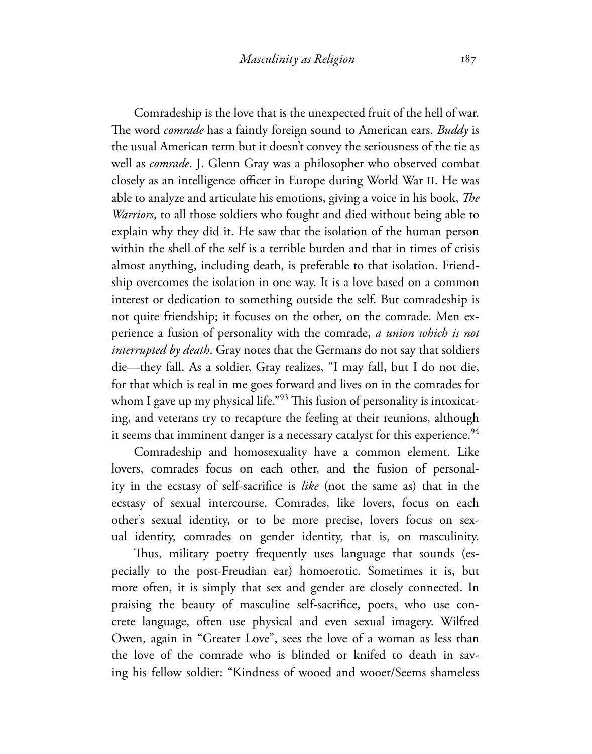Comradeship is the love that is the unexpected fruit of the hell of war. The word *comrade* has a faintly foreign sound to American ears. *Buddy* is the usual American term but it doesn't convey the seriousness of the tie as well as *comrade*. J. Glenn Gray was a philosopher who observed combat closely as an intelligence officer in Europe during World War II. He was able to analyze and articulate his emotions, giving a voice in his book, *The Warriors*, to all those soldiers who fought and died without being able to explain why they did it. He saw that the isolation of the human person within the shell of the self is a terrible burden and that in times of crisis almost anything, including death, is preferable to that isolation. Friendship overcomes the isolation in one way. It is a love based on a common interest or dedication to something outside the self. But comradeship is not quite friendship; it focuses on the other, on the comrade. Men experience a fusion of personality with the comrade, *a union which is not interrupted by death*. Gray notes that the Germans do not say that soldiers die—they fall. As a soldier, Gray realizes, "I may fall, but I do not die, for that which is real in me goes forward and lives on in the comrades for whom I gave up my physical life."[93] This fusion of personality is intoxicating, and veterans try to recapture the feeling at their reunions, although it seems that imminent danger is a necessary catalyst for this experience.[94]

Comradeship and homosexuality have a common element. Like lovers, comrades focus on each other, and the fusion of personality in the ecstasy of self-sacrifice is *like* (not the same as) that in the ecstasy of sexual intercourse. Comrades, like lovers, focus on each other's sexual identity, or to be more precise, lovers focus on sexual identity, comrades on gender identity, that is, on masculinity.

Thus, military poetry frequently uses language that sounds (especially to the post-Freudian ear) homoerotic. Sometimes it is, but more often, it is simply that sex and gender are closely connected. In praising the beauty of masculine self-sacrifice, poets, who use concrete language, often use physical and even sexual imagery. Wilfred Owen, again in "Greater Love", sees the love of a woman as less than the love of the comrade who is blinded or knifed to death in saving his fellow soldier: "Kindness of wooed and wooer/Seems shameless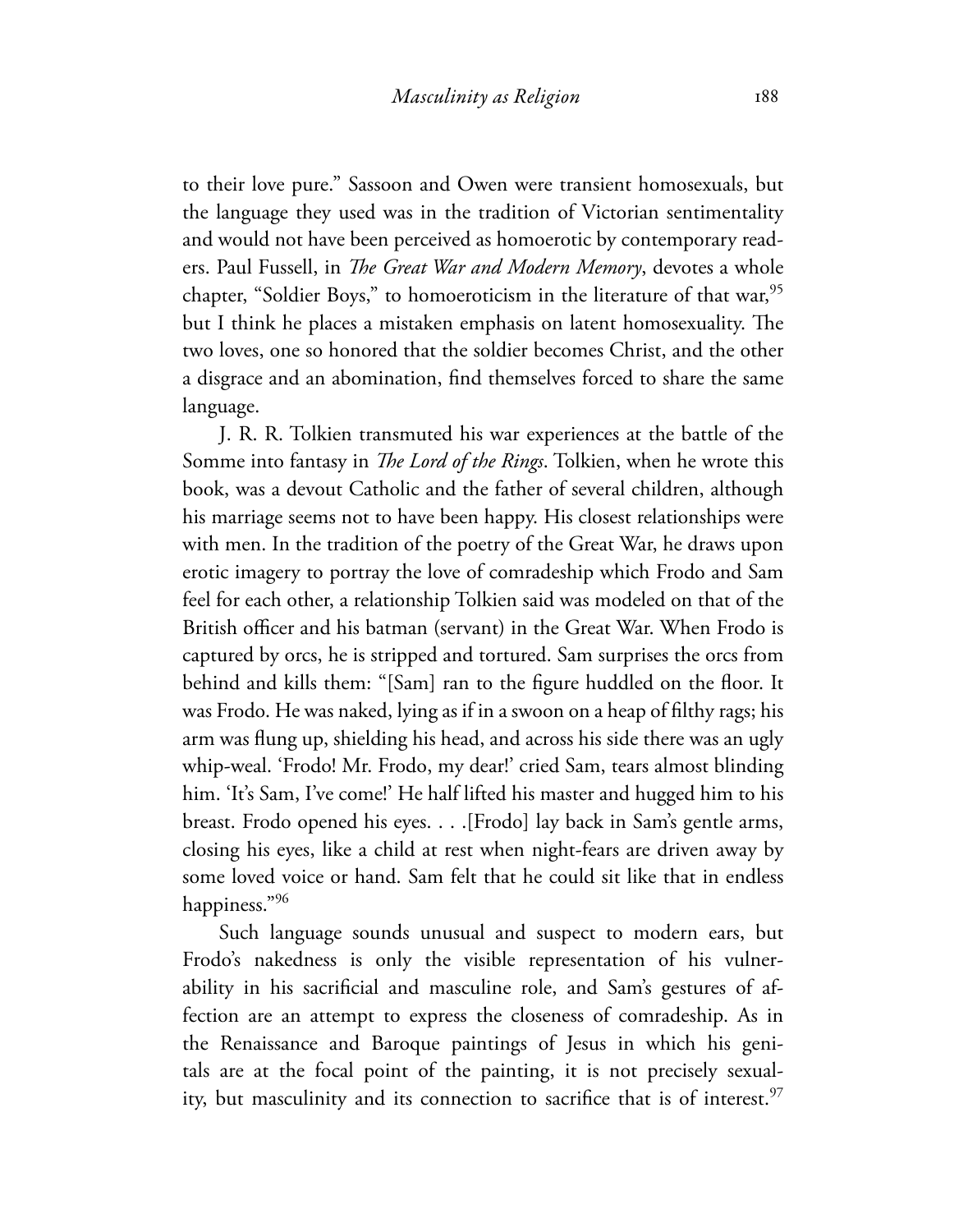to their love pure." Sassoon and Owen were transient homosexuals, but the language they used was in the tradition of Victorian sentimentality and would not have been perceived as homoerotic by contemporary readers. Paul Fussell, in *The Great War and Modern Memory*, devotes a whole chapter, "Soldier Boys," to homoeroticism in the literature of that war,[95] but I think he places a mistaken emphasis on latent homosexuality. The two loves, one so honored that the soldier becomes Christ, and the other a disgrace and an abomination, find themselves forced to share the same language.

J. R. R. Tolkien transmuted his war experiences at the battle of the Somme into fantasy in *The Lord of the Rings*. Tolkien, when he wrote this book, was a devout Catholic and the father of several children, although his marriage seems not to have been happy. His closest relationships were with men. In the tradition of the poetry of the Great War, he draws upon erotic imagery to portray the love of comradeship which Frodo and Sam feel for each other, a relationship Tolkien said was modeled on that of the British officer and his batman (servant) in the Great War. When Frodo is captured by orcs, he is stripped and tortured. Sam surprises the orcs from behind and kills them: "[Sam] ran to the figure huddled on the floor. It was Frodo. He was naked, lying as if in a swoon on a heap of filthy rags; his arm was flung up, shielding his head, and across his side there was an ugly whip-weal. 'Frodo! Mr. Frodo, my dear!' cried Sam, tears almost blinding him. 'It's Sam, I've come!' He half lifted his master and hugged him to his breast. Frodo opened his eyes. . . .[Frodo] lay back in Sam's gentle arms, closing his eyes, like a child at rest when night-fears are driven away by some loved voice or hand. Sam felt that he could sit like that in endless happiness."[96]

Such language sounds unusual and suspect to modern ears, but Frodo's nakedness is only the visible representation of his vulnerability in his sacrificial and masculine role, and Sam's gestures of affection are an attempt to express the closeness of comradeship. As in the Renaissance and Baroque paintings of Jesus in which his genitals are at the focal point of the painting, it is not precisely sexuality, but masculinity and its connection to sacrifice that is of interest.[97]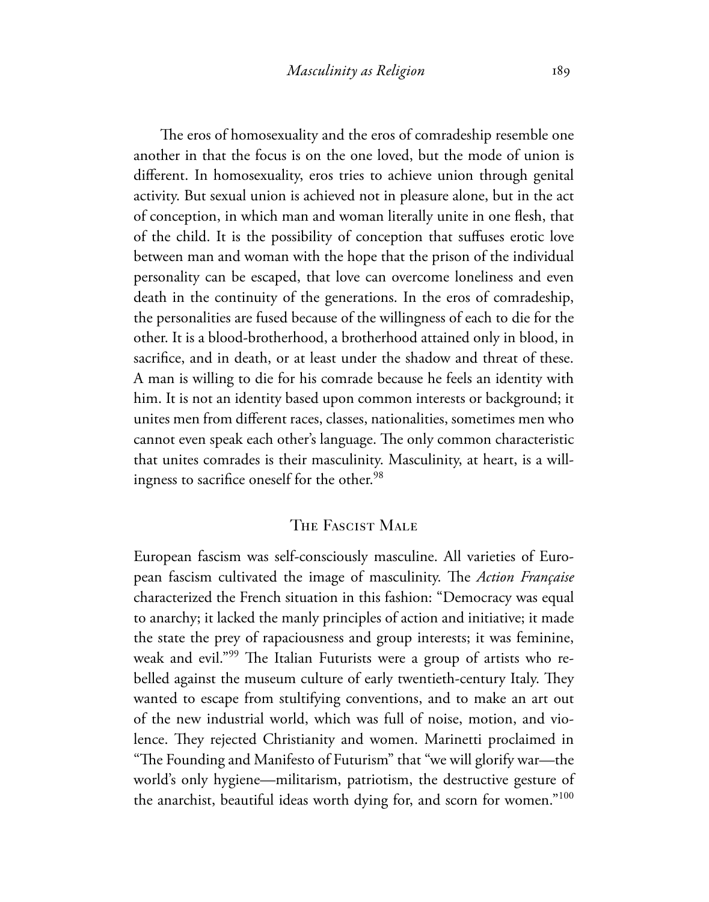The eros of homosexuality and the eros of comradeship resemble one another in that the focus is on the one loved, but the mode of union is different. In homosexuality, eros tries to achieve union through genital activity. But sexual union is achieved not in pleasure alone, but in the act of conception, in which man and woman literally unite in one flesh, that of the child. It is the possibility of conception that suffuses erotic love between man and woman with the hope that the prison of the individual personality can be escaped, that love can overcome loneliness and even death in the continuity of the generations. In the eros of comradeship, the personalities are fused because of the willingness of each to die for the other. It is a blood-brotherhood, a brotherhood attained only in blood, in sacrifice, and in death, or at least under the shadow and threat of these. A man is willing to die for his comrade because he feels an identity with him. It is not an identity based upon common interests or background; it unites men from different races, classes, nationalities, sometimes men who cannot even speak each other's language. The only common characteristic that unites comrades is their masculinity. Masculinity, at heart, is a willingness to sacrifice oneself for the other.[98]

## The Fascist Male

European fascism was self-consciously masculine. All varieties of European fascism cultivated the image of masculinity. The *Action Française* characterized the French situation in this fashion: "Democracy was equal to anarchy; it lacked the manly principles of action and initiative; it made the state the prey of rapaciousness and group interests; it was feminine, weak and evil."[99] The Italian Futurists were a group of artists who rebelled against the museum culture of early twentieth-century Italy. They wanted to escape from stultifying conventions, and to make an art out of the new industrial world, which was full of noise, motion, and violence. They rejected Christianity and women. Marinetti proclaimed in "The Founding and Manifesto of Futurism" that "we will glorify war—the world's only hygiene—militarism, patriotism, the destructive gesture of the anarchist, beautiful ideas worth dying for, and scorn for women."[100]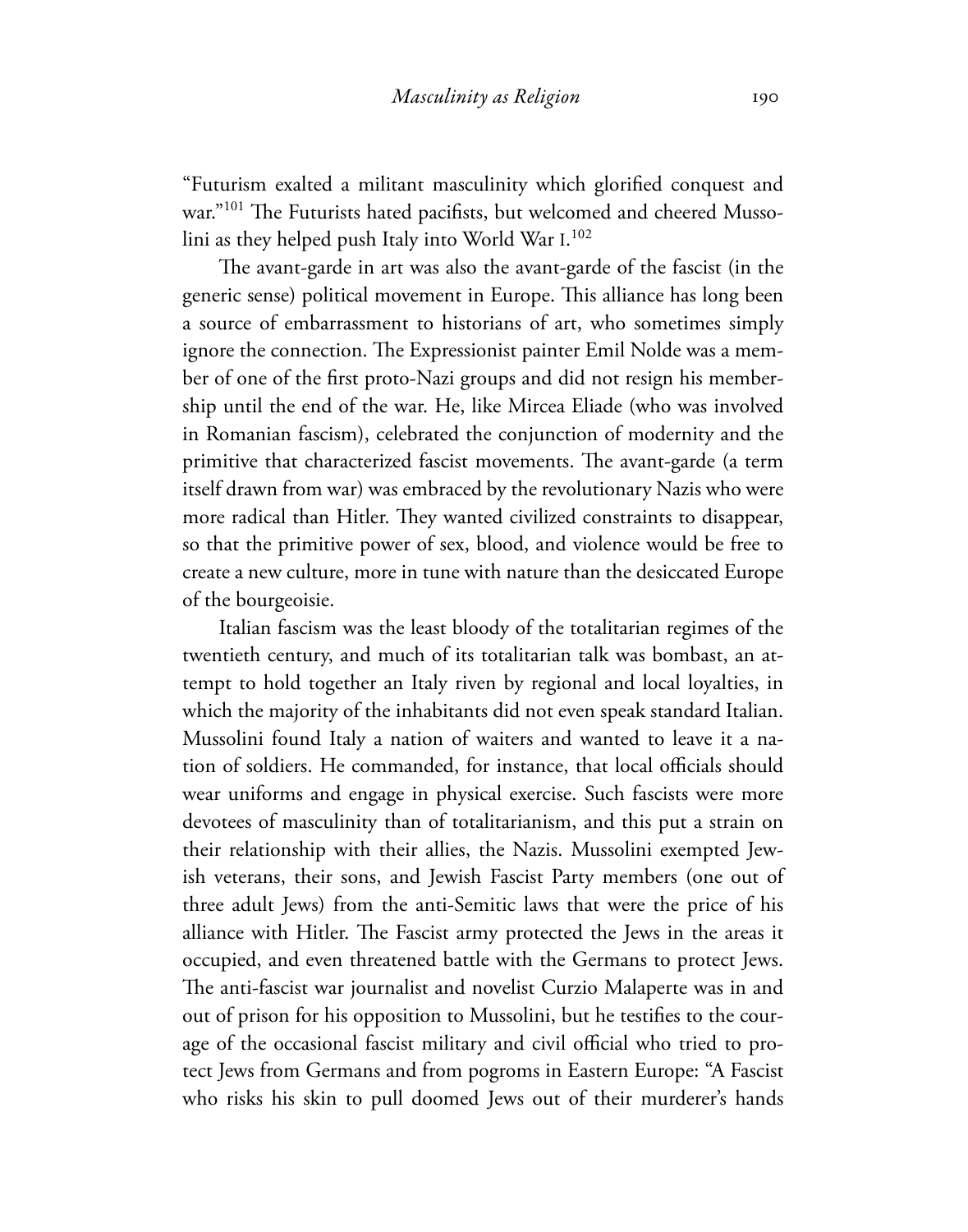"Futurism exalted a militant masculinity which glorified conquest and war."[101] The Futurists hated pacifists, but welcomed and cheered Mussolini as they helped push Italy into World War I.[102]

The avant-garde in art was also the avant-garde of the fascist (in the generic sense) political movement in Europe. This alliance has long been a source of embarrassment to historians of art, who sometimes simply ignore the connection. The Expressionist painter Emil Nolde was a member of one of the first proto-Nazi groups and did not resign his membership until the end of the war. He, like Mircea Eliade (who was involved in Romanian fascism), celebrated the conjunction of modernity and the primitive that characterized fascist movements. The avant-garde (a term itself drawn from war) was embraced by the revolutionary Nazis who were more radical than Hitler. They wanted civilized constraints to disappear, so that the primitive power of sex, blood, and violence would be free to create a new culture, more in tune with nature than the desiccated Europe of the bourgeoisie.

Italian fascism was the least bloody of the totalitarian regimes of the twentieth century, and much of its totalitarian talk was bombast, an attempt to hold together an Italy riven by regional and local loyalties, in which the majority of the inhabitants did not even speak standard Italian. Mussolini found Italy a nation of waiters and wanted to leave it a nation of soldiers. He commanded, for instance, that local officials should wear uniforms and engage in physical exercise. Such fascists were more devotees of masculinity than of totalitarianism, and this put a strain on their relationship with their allies, the Nazis. Mussolini exempted Jewish veterans, their sons, and Jewish Fascist Party members (one out of three adult Jews) from the anti-Semitic laws that were the price of his alliance with Hitler. The Fascist army protected the Jews in the areas it occupied, and even threatened battle with the Germans to protect Jews. The anti-fascist war journalist and novelist Curzio Malaperte was in and out of prison for his opposition to Mussolini, but he testifies to the courage of the occasional fascist military and civil official who tried to protect Jews from Germans and from pogroms in Eastern Europe: "A Fascist who risks his skin to pull doomed Jews out of their murderer's hands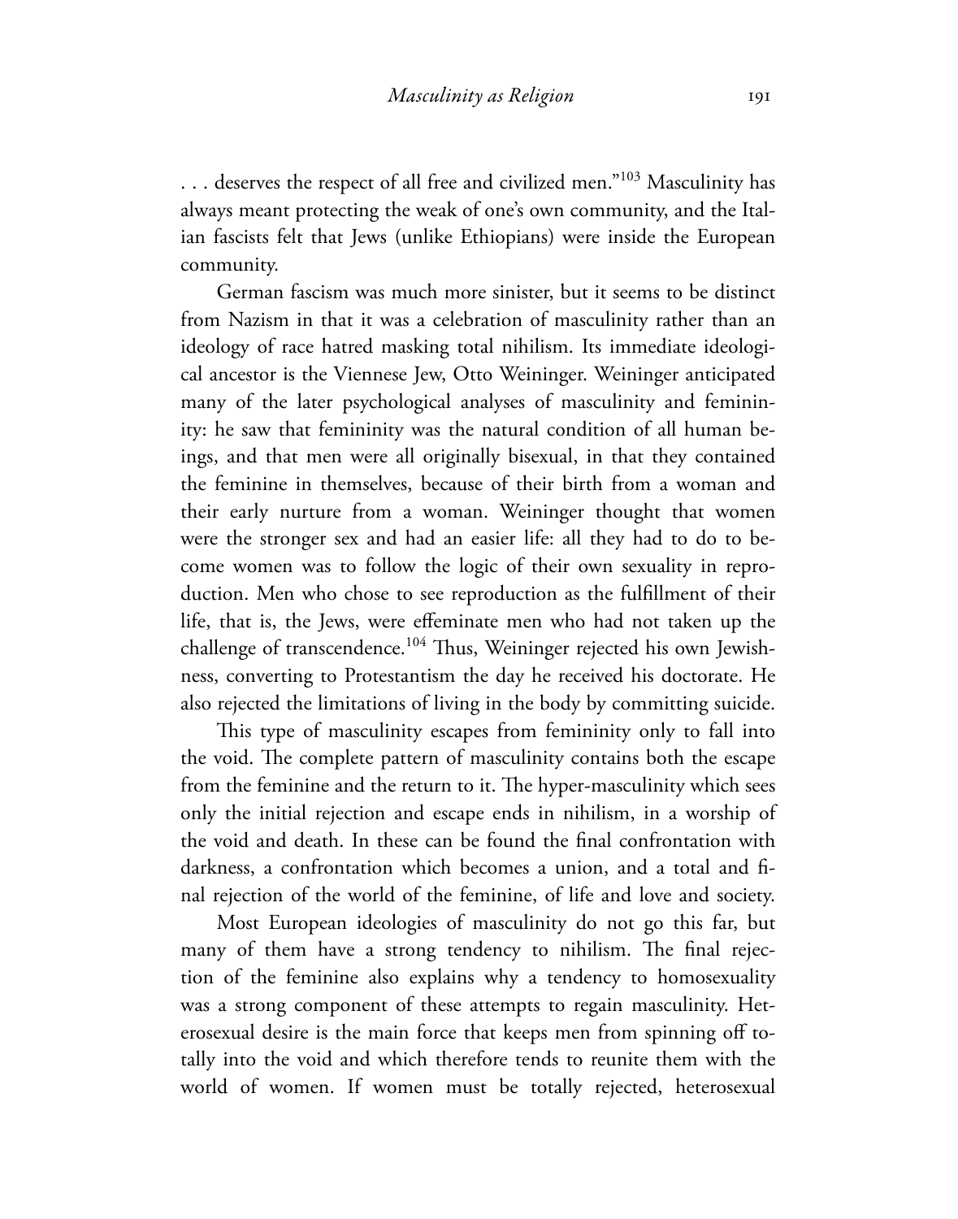. . . deserves the respect of all free and civilized men."[103] Masculinity has always meant protecting the weak of one's own community, and the Italian fascists felt that Jews (unlike Ethiopians) were inside the European community.

German fascism was much more sinister, but it seems to be distinct from Nazism in that it was a celebration of masculinity rather than an ideology of race hatred masking total nihilism. Its immediate ideological ancestor is the Viennese Jew, Otto Weininger. Weininger anticipated many of the later psychological analyses of masculinity and femininity: he saw that femininity was the natural condition of all human beings, and that men were all originally bisexual, in that they contained the feminine in themselves, because of their birth from a woman and their early nurture from a woman. Weininger thought that women were the stronger sex and had an easier life: all they had to do to become women was to follow the logic of their own sexuality in reproduction. Men who chose to see reproduction as the fulfillment of their life, that is, the Jews, were effeminate men who had not taken up the challenge of transcendence.[104] Thus, Weininger rejected his own Jewishness, converting to Protestantism the day he received his doctorate. He also rejected the limitations of living in the body by committing suicide.

This type of masculinity escapes from femininity only to fall into the void. The complete pattern of masculinity contains both the escape from the feminine and the return to it. The hyper-masculinity which sees only the initial rejection and escape ends in nihilism, in a worship of the void and death. In these can be found the final confrontation with darkness, a confrontation which becomes a union, and a total and final rejection of the world of the feminine, of life and love and society.

Most European ideologies of masculinity do not go this far, but many of them have a strong tendency to nihilism. The final rejection of the feminine also explains why a tendency to homosexuality was a strong component of these attempts to regain masculinity. Heterosexual desire is the main force that keeps men from spinning off totally into the void and which therefore tends to reunite them with the world of women. If women must be totally rejected, heterosexual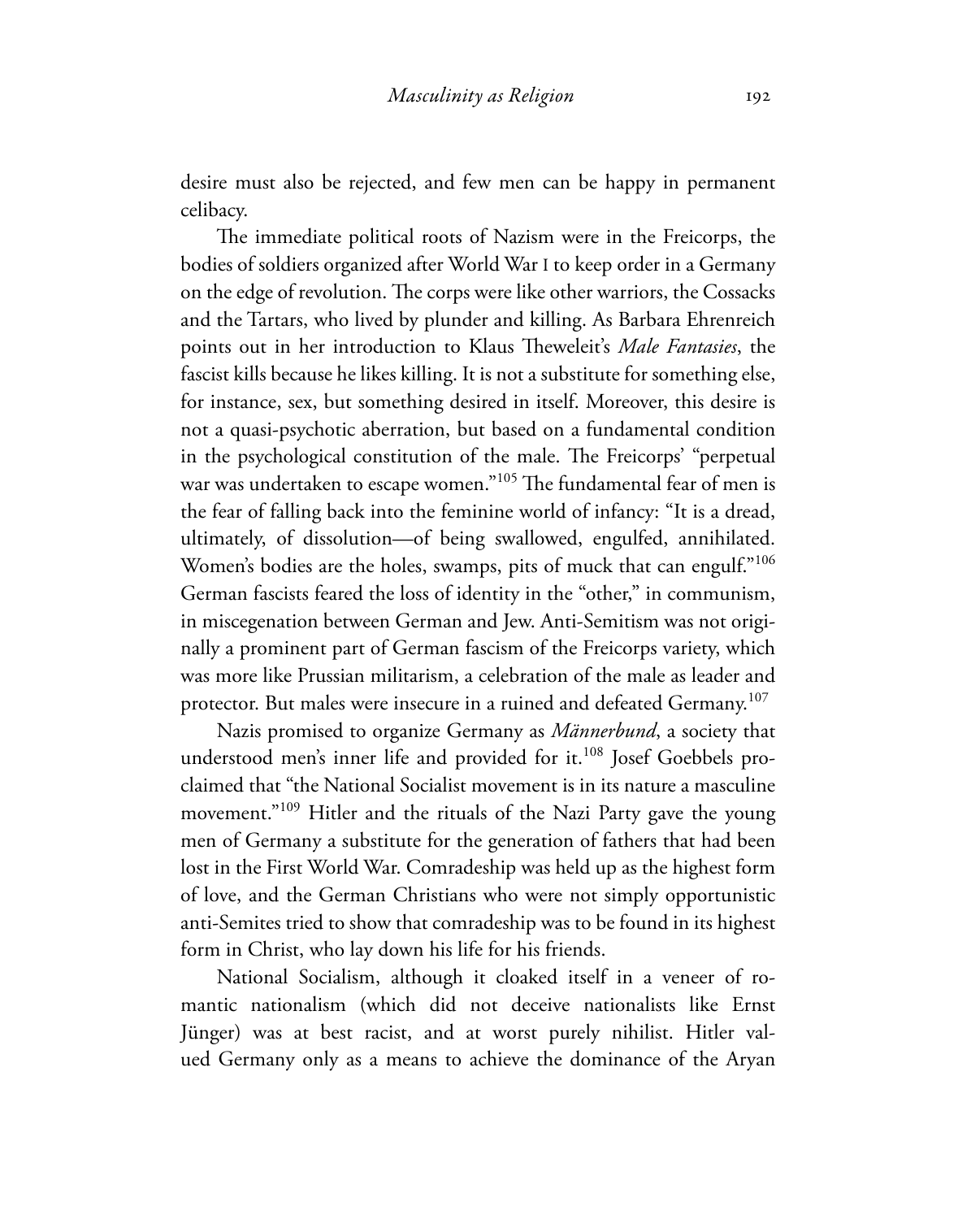desire must also be rejected, and few men can be happy in permanent celibacy.

The immediate political roots of Nazism were in the Freicorps, the bodies of soldiers organized after World War I to keep order in a Germany on the edge of revolution. The corps were like other warriors, the Cossacks and the Tartars, who lived by plunder and killing. As Barbara Ehrenreich points out in her introduction to Klaus Theweleit's *Male Fantasies*, the fascist kills because he likes killing. It is not a substitute for something else, for instance, sex, but something desired in itself. Moreover, this desire is not a quasi-psychotic aberration, but based on a fundamental condition in the psychological constitution of the male. The Freicorps' "perpetual war was undertaken to escape women."[105] The fundamental fear of men is the fear of falling back into the feminine world of infancy: "It is a dread, ultimately, of dissolution—of being swallowed, engulfed, annihilated. Women's bodies are the holes, swamps, pits of muck that can engulf."[106] German fascists feared the loss of identity in the "other," in communism, in miscegenation between German and Jew. Anti-Semitism was not originally a prominent part of German fascism of the Freicorps variety, which was more like Prussian militarism, a celebration of the male as leader and protector. But males were insecure in a ruined and defeated Germany.[107]

Nazis promised to organize Germany as *Männerbund*, a society that understood men's inner life and provided for it.[108] Josef Goebbels proclaimed that "the National Socialist movement is in its nature a masculine movement."[109] Hitler and the rituals of the Nazi Party gave the young men of Germany a substitute for the generation of fathers that had been lost in the First World War. Comradeship was held up as the highest form of love, and the German Christians who were not simply opportunistic anti-Semites tried to show that comradeship was to be found in its highest form in Christ, who lay down his life for his friends.

National Socialism, although it cloaked itself in a veneer of romantic nationalism (which did not deceive nationalists like Ernst Jünger) was at best racist, and at worst purely nihilist. Hitler valued Germany only as a means to achieve the dominance of the Aryan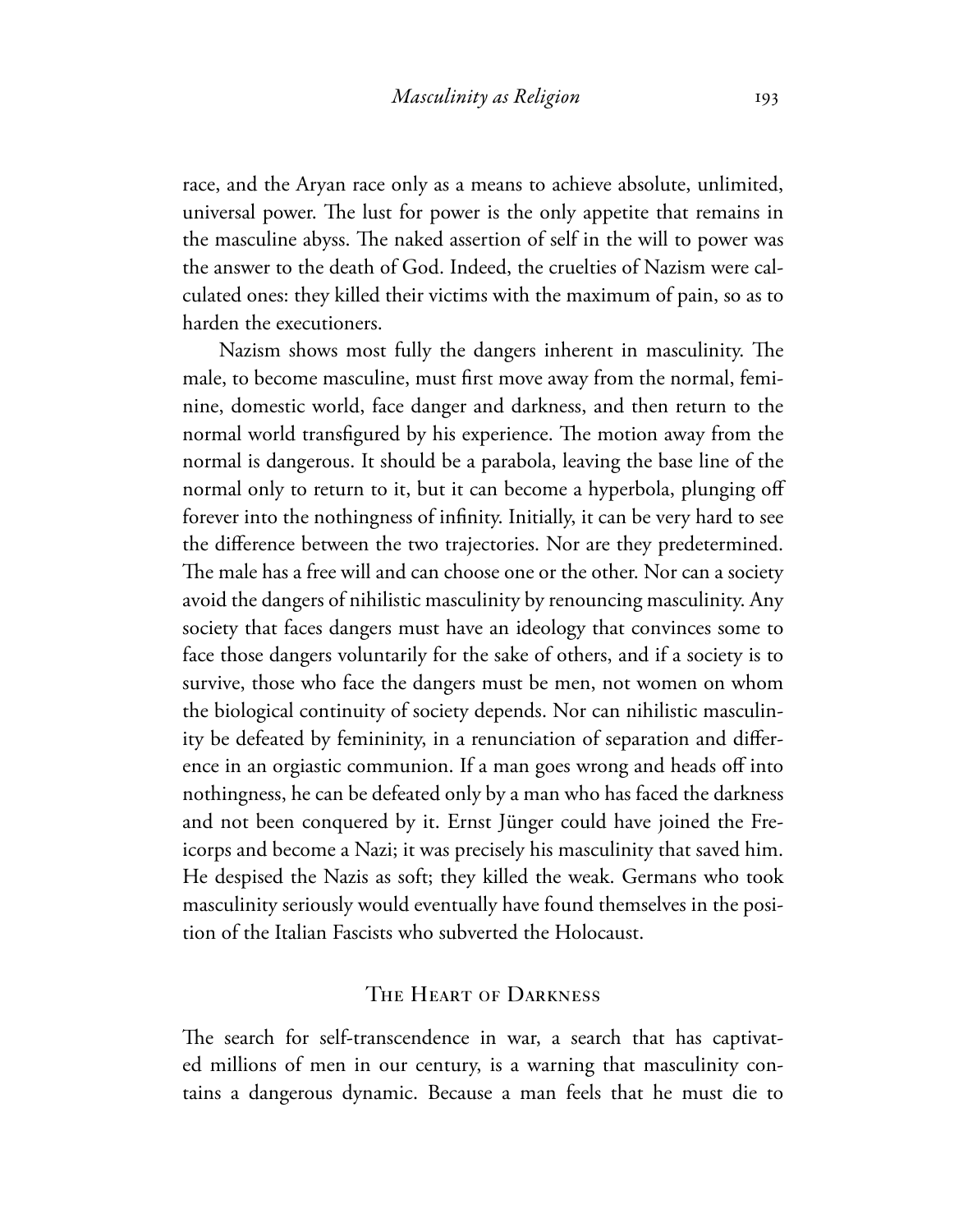race, and the Aryan race only as a means to achieve absolute, unlimited, universal power. The lust for power is the only appetite that remains in the masculine abyss. The naked assertion of self in the will to power was the answer to the death of God. Indeed, the cruelties of Nazism were calculated ones: they killed their victims with the maximum of pain, so as to harden the executioners.

Nazism shows most fully the dangers inherent in masculinity. The male, to become masculine, must first move away from the normal, feminine, domestic world, face danger and darkness, and then return to the normal world transfigured by his experience. The motion away from the normal is dangerous. It should be a parabola, leaving the base line of the normal only to return to it, but it can become a hyperbola, plunging off forever into the nothingness of infinity. Initially, it can be very hard to see the difference between the two trajectories. Nor are they predetermined. The male has a free will and can choose one or the other. Nor can a society avoid the dangers of nihilistic masculinity by renouncing masculinity. Any society that faces dangers must have an ideology that convinces some to face those dangers voluntarily for the sake of others, and if a society is to survive, those who face the dangers must be men, not women on whom the biological continuity of society depends. Nor can nihilistic masculinity be defeated by femininity, in a renunciation of separation and difference in an orgiastic communion. If a man goes wrong and heads off into nothingness, he can be defeated only by a man who has faced the darkness and not been conquered by it. Ernst Jünger could have joined the Freicorps and become a Nazi; it was precisely his masculinity that saved him. He despised the Nazis as soft; they killed the weak. Germans who took masculinity seriously would eventually have found themselves in the position of the Italian Fascists who subverted the Holocaust.

## The Heart of Darkness

The search for self-transcendence in war, a search that has captivated millions of men in our century, is a warning that masculinity contains a dangerous dynamic. Because a man feels that he must die to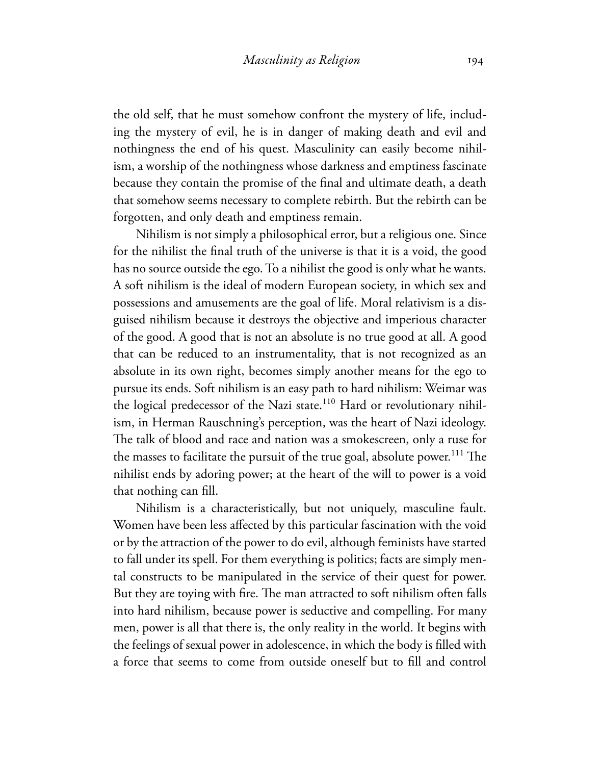the old self, that he must somehow confront the mystery of life, including the mystery of evil, he is in danger of making death and evil and nothingness the end of his quest. Masculinity can easily become nihilism, a worship of the nothingness whose darkness and emptiness fascinate because they contain the promise of the final and ultimate death, a death that somehow seems necessary to complete rebirth. But the rebirth can be forgotten, and only death and emptiness remain.

Nihilism is not simply a philosophical error, but a religious one. Since for the nihilist the final truth of the universe is that it is a void, the good has no source outside the ego. To a nihilist the good is only what he wants. A soft nihilism is the ideal of modern European society, in which sex and possessions and amusements are the goal of life. Moral relativism is a disguised nihilism because it destroys the objective and imperious character of the good. A good that is not an absolute is no true good at all. A good that can be reduced to an instrumentality, that is not recognized as an absolute in its own right, becomes simply another means for the ego to pursue its ends. Soft nihilism is an easy path to hard nihilism: Weimar was the logical predecessor of the Nazi state.[110] Hard or revolutionary nihilism, in Herman Rauschning's perception, was the heart of Nazi ideology. The talk of blood and race and nation was a smokescreen, only a ruse for the masses to facilitate the pursuit of the true goal, absolute power.[111] The nihilist ends by adoring power; at the heart of the will to power is a void that nothing can fill.

Nihilism is a characteristically, but not uniquely, masculine fault. Women have been less affected by this particular fascination with the void or by the attraction of the power to do evil, although feminists have started to fall under its spell. For them everything is politics; facts are simply mental constructs to be manipulated in the service of their quest for power. But they are toying with fire. The man attracted to soft nihilism often falls into hard nihilism, because power is seductive and compelling. For many men, power is all that there is, the only reality in the world. It begins with the feelings of sexual power in adolescence, in which the body is filled with a force that seems to come from outside oneself but to fill and control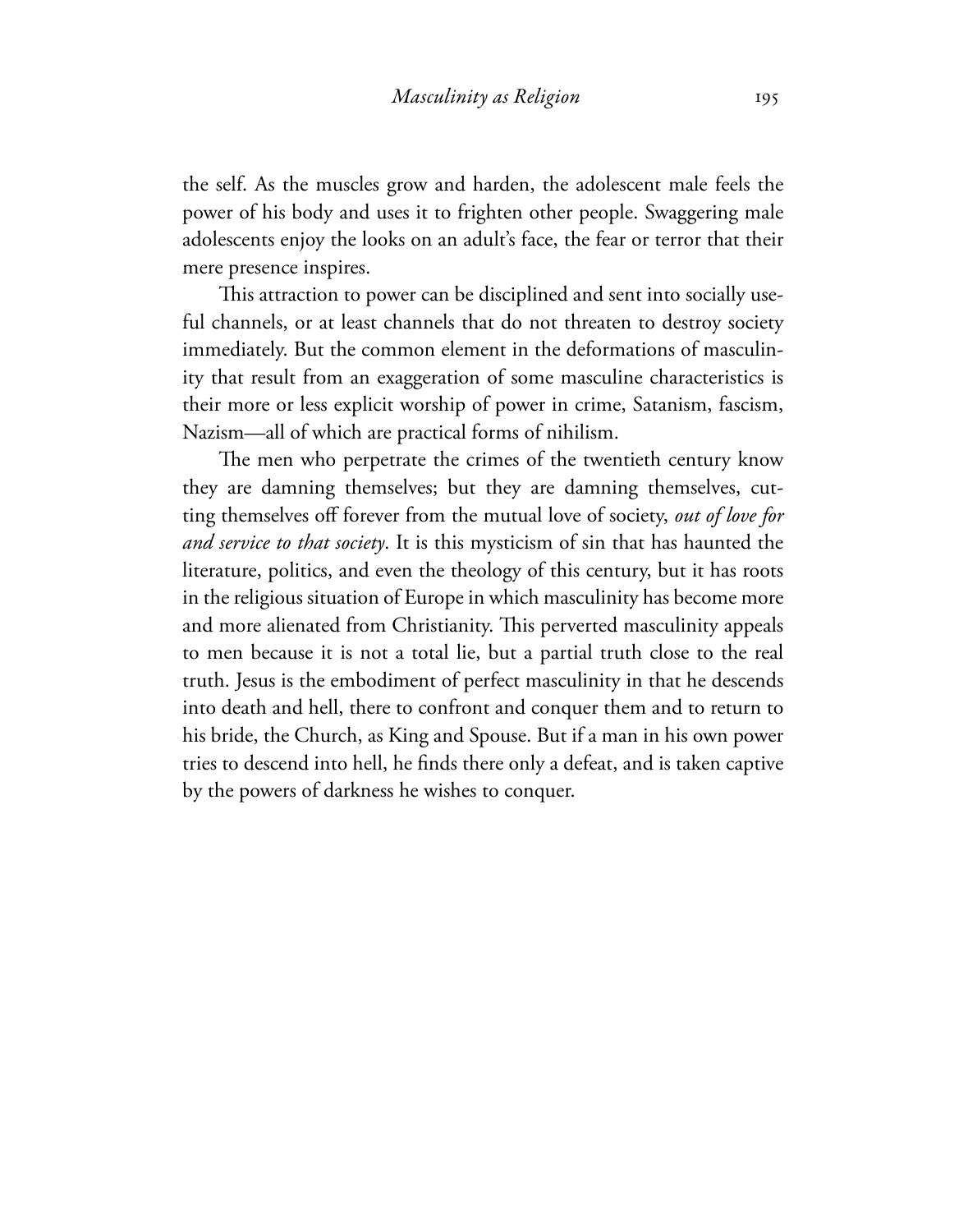the self. As the muscles grow and harden, the adolescent male feels the power of his body and uses it to frighten other people. Swaggering male adolescents enjoy the looks on an adult's face, the fear or terror that their mere presence inspires.

This attraction to power can be disciplined and sent into socially useful channels, or at least channels that do not threaten to destroy society immediately. But the common element in the deformations of masculinity that result from an exaggeration of some masculine characteristics is their more or less explicit worship of power in crime, Satanism, fascism, Nazism—all of which are practical forms of nihilism.

The men who perpetrate the crimes of the twentieth century know they are damning themselves; but they are damning themselves, cutting themselves off forever from the mutual love of society, *out of love for and service to that society*. It is this mysticism of sin that has haunted the literature, politics, and even the theology of this century, but it has roots in the religious situation of Europe in which masculinity has become more and more alienated from Christianity. This perverted masculinity appeals to men because it is not a total lie, but a partial truth close to the real truth. Jesus is the embodiment of perfect masculinity in that he descends into death and hell, there to confront and conquer them and to return to his bride, the Church, as King and Spouse. But if a man in his own power tries to descend into hell, he finds there only a defeat, and is taken captive by the powers of darkness he wishes to conquer.